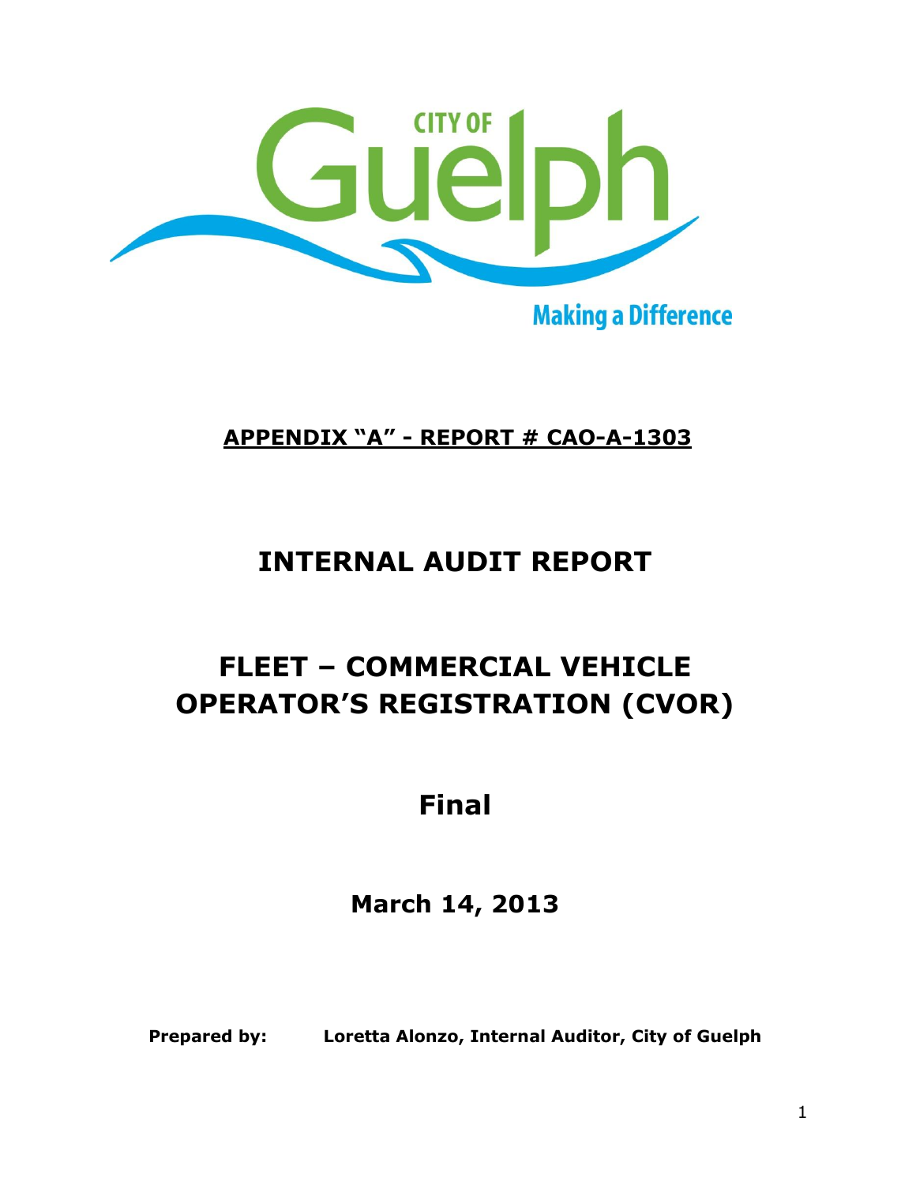CITY OF Guelph

Making a Difference

**APPENDIX "A" - REPORT # CAO-A-1303**

# INTERNAL AUDIT REPORT

# FLEET – COMMERCIAL VEHICLE OPERATOR'S REGISTRATION (CVOR)

## Final

**March 14, 2013**

**Prepared by:** **Loretta Alonzo, Internal Auditor, City of Guelph**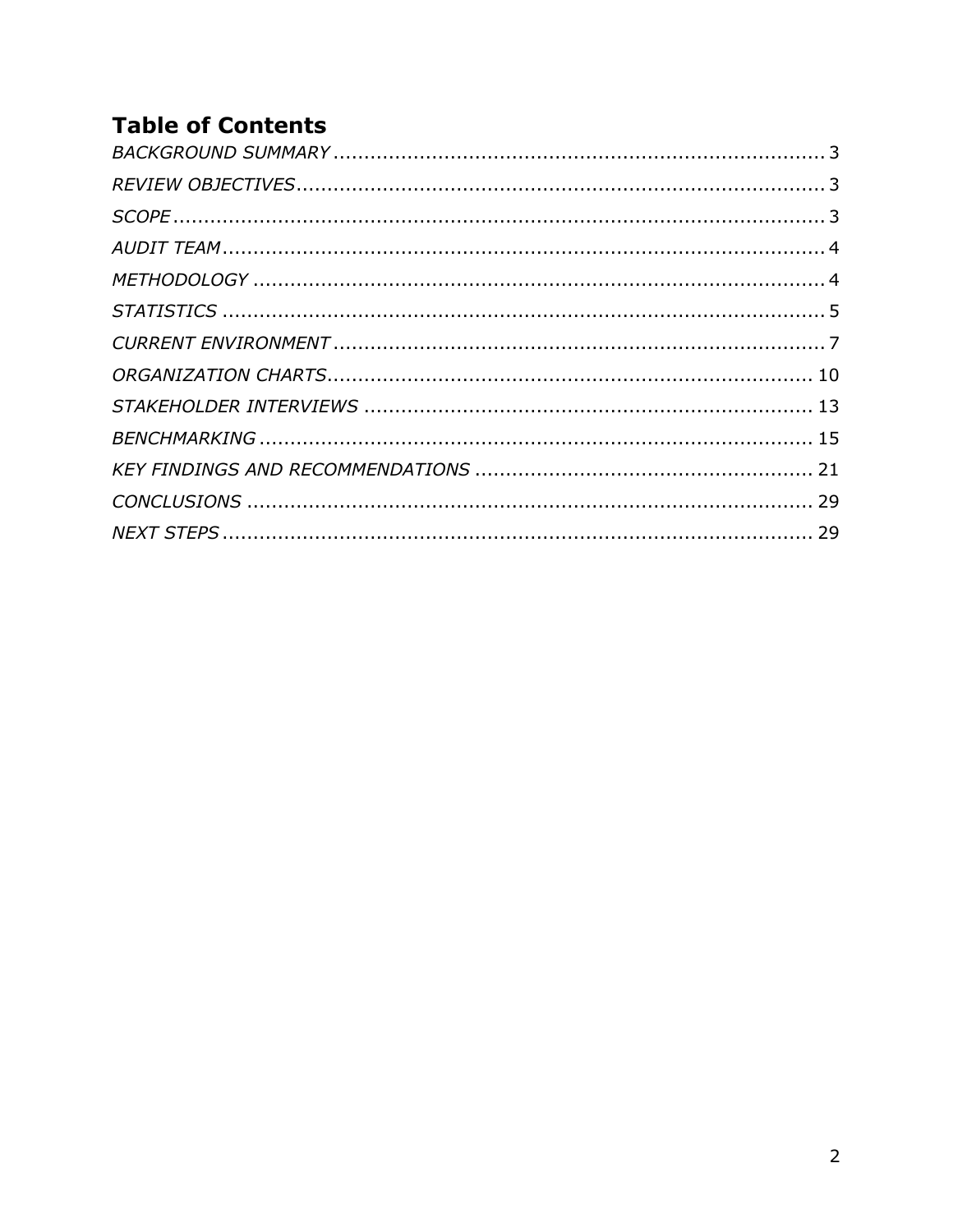## Table of Contents

*BACKGROUND SUMMARY* .......... 3
*REVIEW OBJECTIVES* .......... 3
*SCOPE* .......... 3
*AUDIT TEAM* .......... 4
*METHODOLOGY* .......... 4
*STATISTICS* .......... 5
*CURRENT ENVIRONMENT* .......... 7
*ORGANIZATION CHARTS* .......... 10
*STAKEHOLDER INTERVIEWS* .......... 13
*BENCHMARKING* .......... 15
*KEY FINDINGS AND RECOMMENDATIONS* .......... 21
*CONCLUSIONS* .......... 29
*NEXT STEPS* .......... 29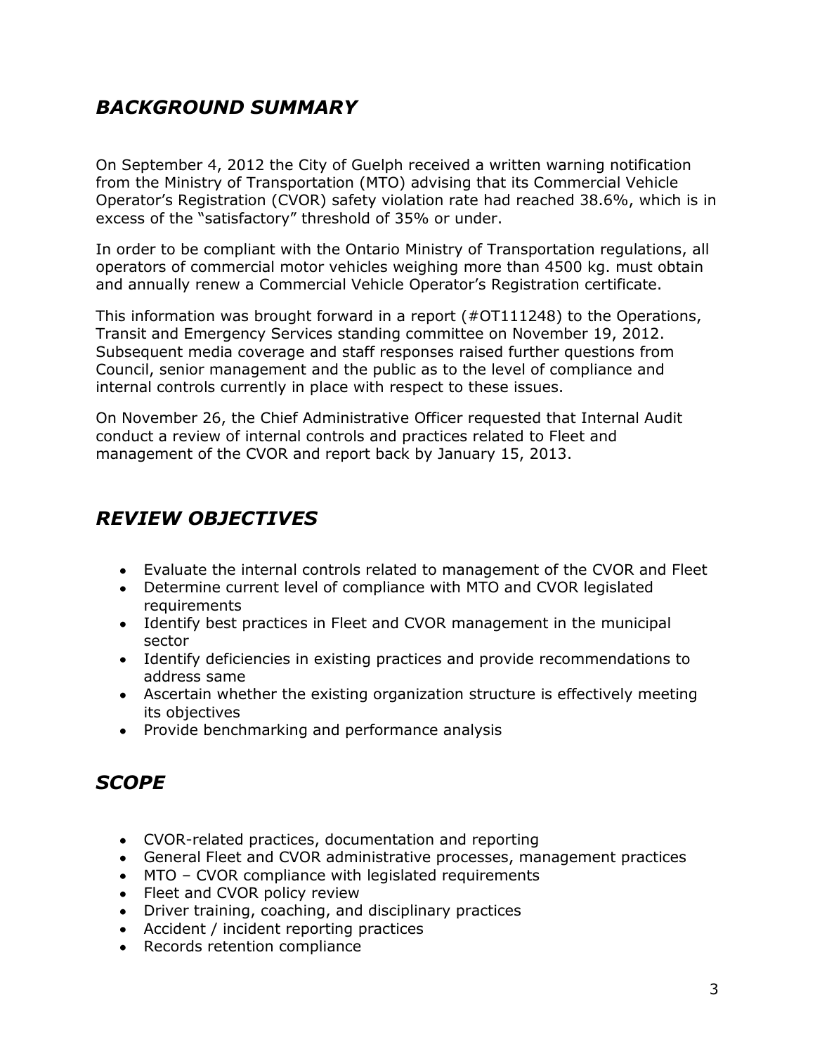## *BACKGROUND SUMMARY*

On September 4, 2012 the City of Guelph received a written warning notification from the Ministry of Transportation (MTO) advising that its Commercial Vehicle Operator's Registration (CVOR) safety violation rate had reached 38.6%, which is in excess of the "satisfactory" threshold of 35% or under.

In order to be compliant with the Ontario Ministry of Transportation regulations, all operators of commercial motor vehicles weighing more than 4500 kg. must obtain and annually renew a Commercial Vehicle Operator's Registration certificate.

This information was brought forward in a report (#OT111248) to the Operations, Transit and Emergency Services standing committee on November 19, 2012. Subsequent media coverage and staff responses raised further questions from Council, senior management and the public as to the level of compliance and internal controls currently in place with respect to these issues.

On November 26, the Chief Administrative Officer requested that Internal Audit conduct a review of internal controls and practices related to Fleet and management of the CVOR and report back by January 15, 2013.

## *REVIEW OBJECTIVES*

- Evaluate the internal controls related to management of the CVOR and Fleet
- Determine current level of compliance with MTO and CVOR legislated requirements
- Identify best practices in Fleet and CVOR management in the municipal sector
- Identify deficiencies in existing practices and provide recommendations to address same
- Ascertain whether the existing organization structure is effectively meeting its objectives
- Provide benchmarking and performance analysis

## *SCOPE*

- CVOR-related practices, documentation and reporting
- General Fleet and CVOR administrative processes, management practices
- MTO – CVOR compliance with legislated requirements
- Fleet and CVOR policy review
- Driver training, coaching, and disciplinary practices
- Accident / incident reporting practices
- Records retention compliance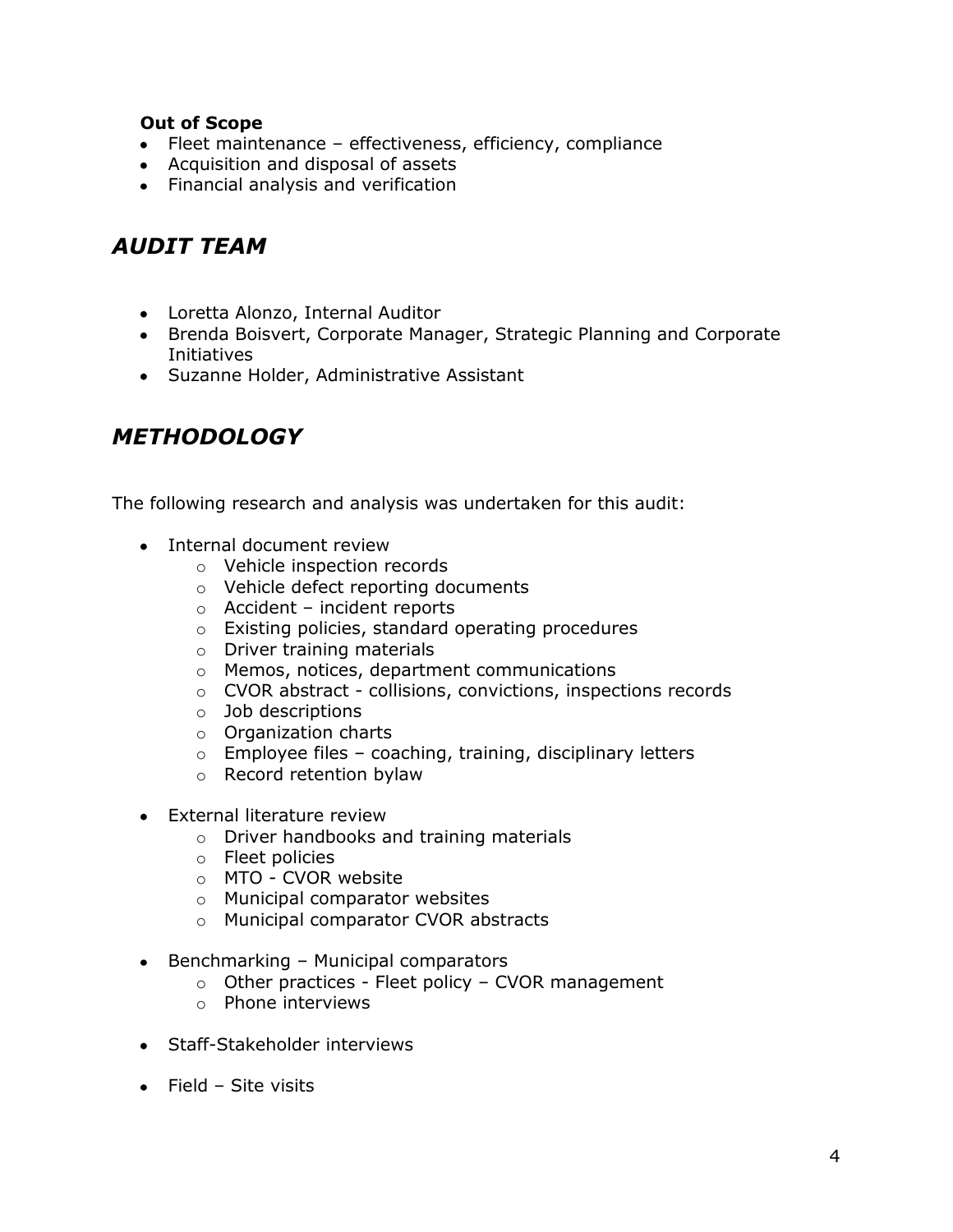**Out of Scope**

- Fleet maintenance – effectiveness, efficiency, compliance
- Acquisition and disposal of assets
- Financial analysis and verification

## *AUDIT TEAM*

- Loretta Alonzo, Internal Auditor
- Brenda Boisvert, Corporate Manager, Strategic Planning and Corporate Initiatives
- Suzanne Holder, Administrative Assistant

## *METHODOLOGY*

The following research and analysis was undertaken for this audit:

- Internal document review
    - Vehicle inspection records
    - Vehicle defect reporting documents
    - Accident – incident reports
    - Existing policies, standard operating procedures
    - Driver training materials
    - Memos, notices, department communications
    - CVOR abstract - collisions, convictions, inspections records
    - Job descriptions
    - Organization charts
    - Employee files – coaching, training, disciplinary letters
    - Record retention bylaw

- External literature review
    - Driver handbooks and training materials
    - Fleet policies
    - MTO - CVOR website
    - Municipal comparator websites
    - Municipal comparator CVOR abstracts

- Benchmarking – Municipal comparators
    - Other practices - Fleet policy – CVOR management
    - Phone interviews

- Staff-Stakeholder interviews

- Field – Site visits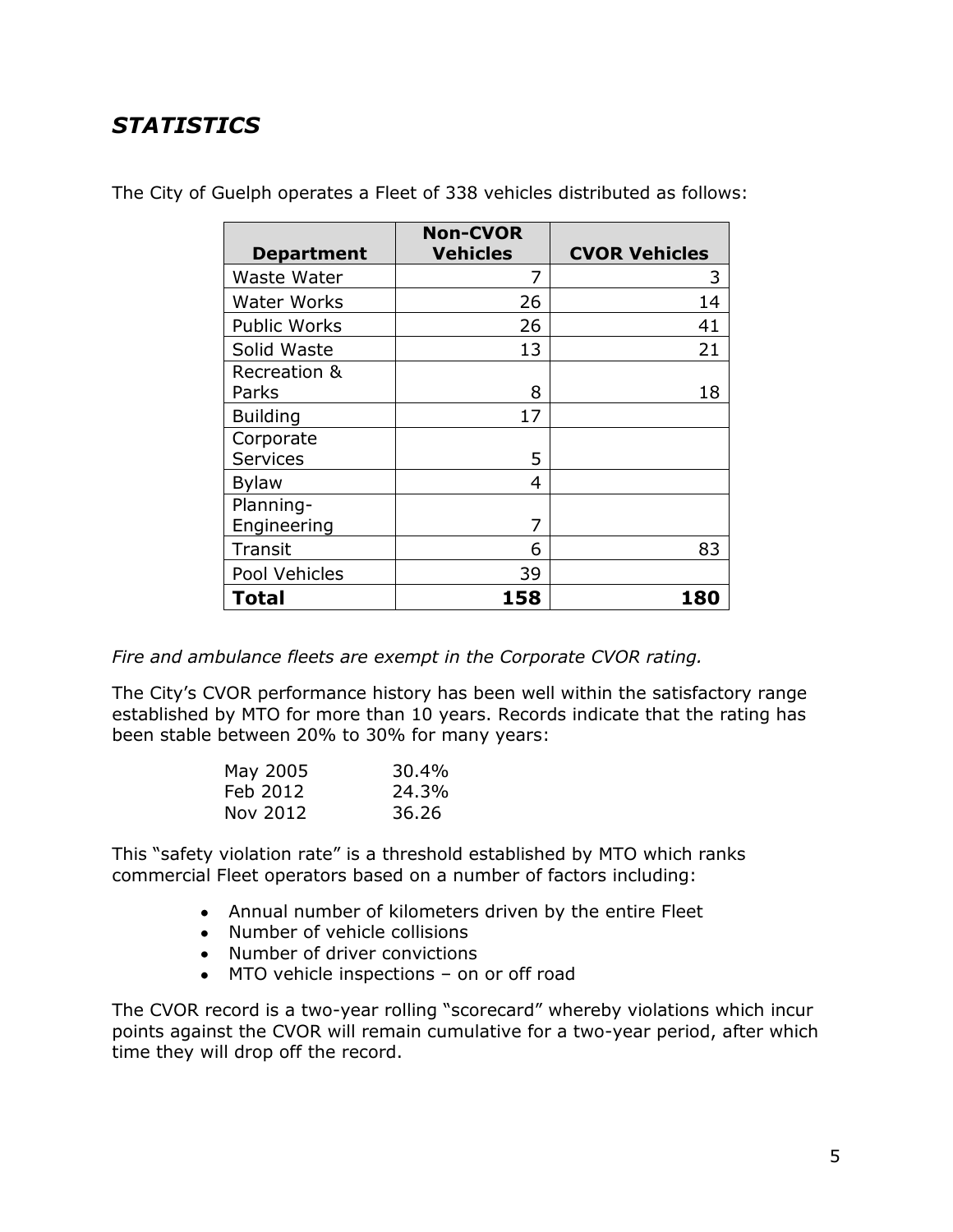## *STATISTICS*

The City of Guelph operates a Fleet of 338 vehicles distributed as follows:

| Department | Non-CVOR Vehicles | CVOR Vehicles |
|---|---|---|
| Waste Water | 7 | 3 |
| Water Works | 26 | 14 |
| Public Works | 26 | 41 |
| Solid Waste | 13 | 21 |
| Recreation & Parks | 8 | 18 |
| Building | 17 | |
| Corporate Services | 5 | |
| Bylaw | 4 | |
| Planning-Engineering | 7 | |
| Transit | 6 | 83 |
| Pool Vehicles | 39 | |
| **Total** | **158** | **180** |

*Fire and ambulance fleets are exempt in the Corporate CVOR rating.*

The City's CVOR performance history has been well within the satisfactory range established by MTO for more than 10 years. Records indicate that the rating has been stable between 20% to 30% for many years:

| | |
|---|---|
| May 2005 | 30.4% |
| Feb 2012 | 24.3% |
| Nov 2012 | 36.26 |

This "safety violation rate" is a threshold established by MTO which ranks commercial Fleet operators based on a number of factors including:

- Annual number of kilometers driven by the entire Fleet
- Number of vehicle collisions
- Number of driver convictions
- MTO vehicle inspections – on or off road

The CVOR record is a two-year rolling "scorecard" whereby violations which incur points against the CVOR will remain cumulative for a two-year period, after which time they will drop off the record.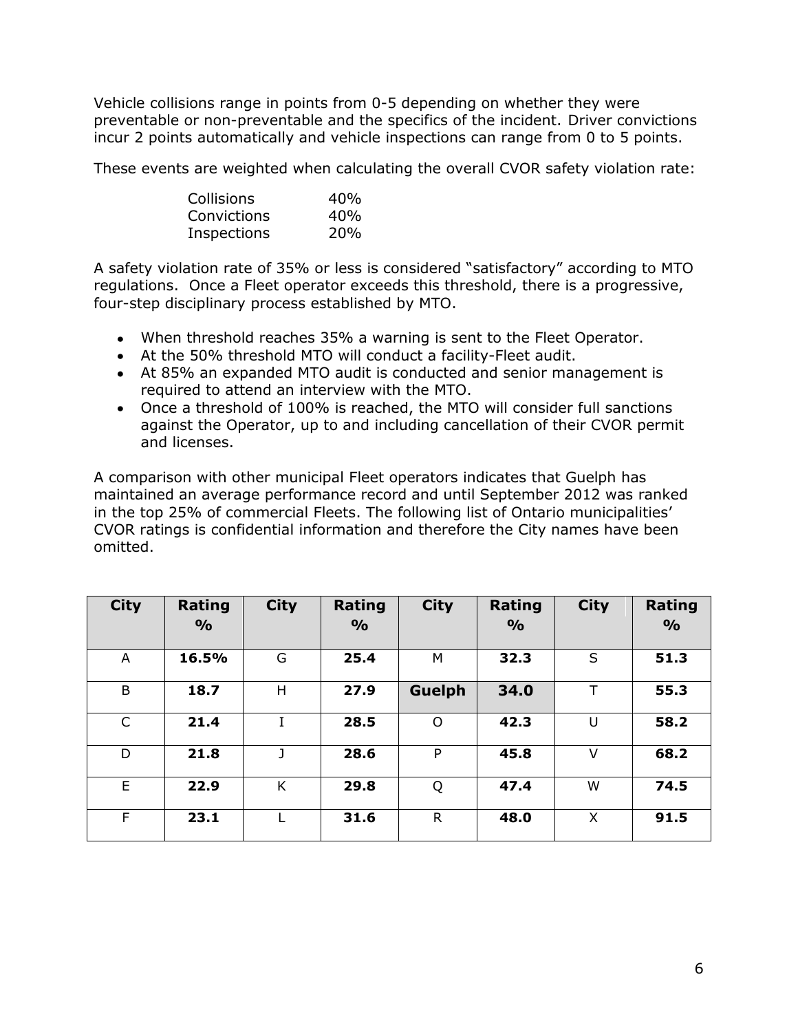Vehicle collisions range in points from 0-5 depending on whether they were preventable or non-preventable and the specifics of the incident. Driver convictions incur 2 points automatically and vehicle inspections can range from 0 to 5 points.

These events are weighted when calculating the overall CVOR safety violation rate:

| | |
|---|---|
| Collisions | 40% |
| Convictions | 40% |
| Inspections | 20% |

A safety violation rate of 35% or less is considered "satisfactory" according to MTO regulations. Once a Fleet operator exceeds this threshold, there is a progressive, four-step disciplinary process established by MTO.

- When threshold reaches 35% a warning is sent to the Fleet Operator.
- At the 50% threshold MTO will conduct a facility-Fleet audit.
- At 85% an expanded MTO audit is conducted and senior management is required to attend an interview with the MTO.
- Once a threshold of 100% is reached, the MTO will consider full sanctions against the Operator, up to and including cancellation of their CVOR permit and licenses.

A comparison with other municipal Fleet operators indicates that Guelph has maintained an average performance record and until September 2012 was ranked in the top 25% of commercial Fleets. The following list of Ontario municipalities' CVOR ratings is confidential information and therefore the City names have been omitted.

| City | Rating % | City | Rating % | City | Rating % | City | Rating % |
|---|---|---|---|---|---|---|---|
| A | **16.5%** | G | **25.4** | M | **32.3** | S | **51.3** |
| B | **18.7** | H | **27.9** | **Guelph** | **34.0** | T | **55.3** |
| C | **21.4** | I | **28.5** | O | **42.3** | U | **58.2** |
| D | **21.8** | J | **28.6** | P | **45.8** | V | **68.2** |
| E | **22.9** | K | **29.8** | Q | **47.4** | W | **74.5** |
| F | **23.1** | L | **31.6** | R | **48.0** | X | **91.5** |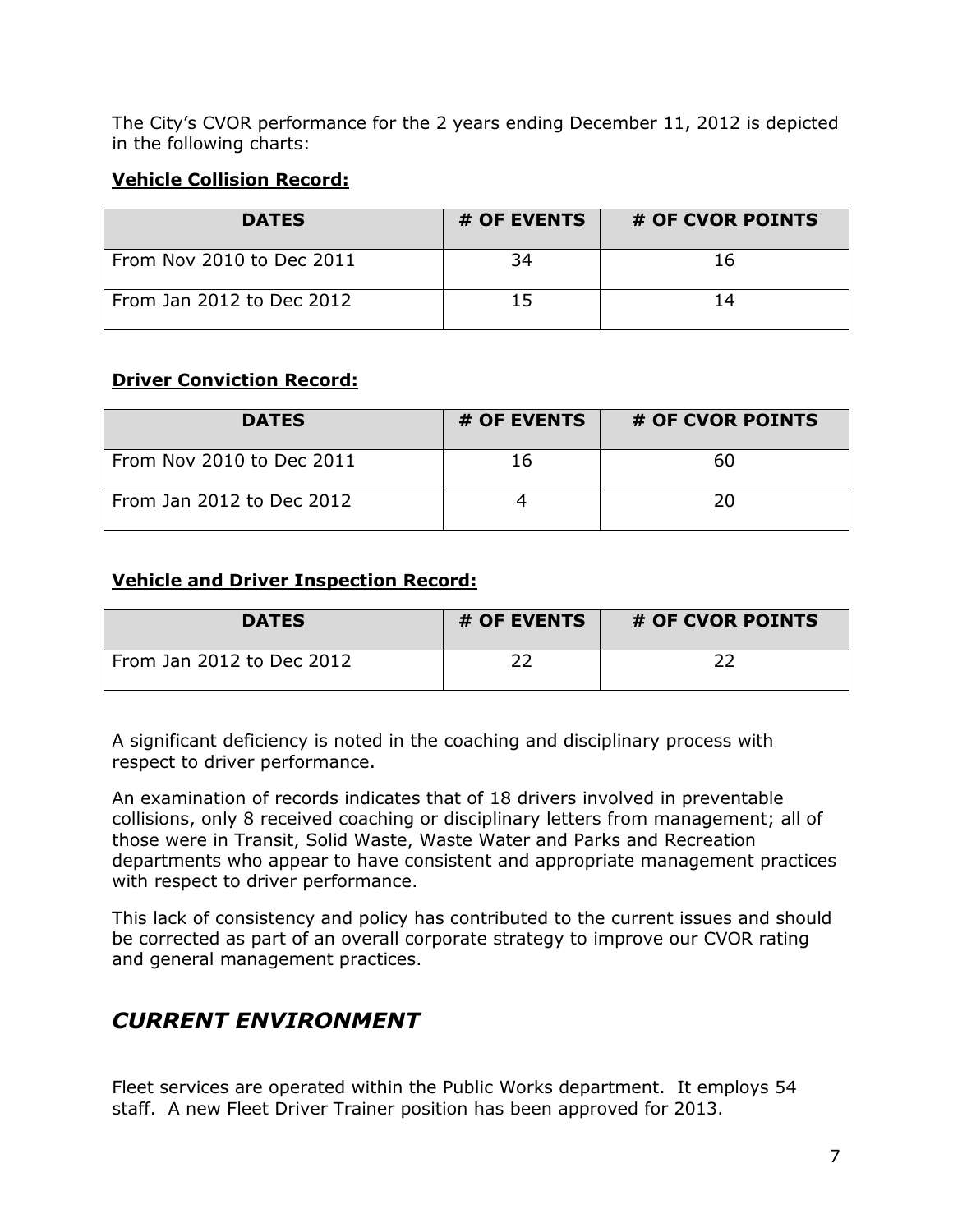The City's CVOR performance for the 2 years ending December 11, 2012 is depicted in the following charts:

**Vehicle Collision Record:**

| DATES | # OF EVENTS | # OF CVOR POINTS |
|---|---|---|
| From Nov 2010 to Dec 2011 | 34 | 16 |
| From Jan 2012 to Dec 2012 | 15 | 14 |

**Driver Conviction Record:**

| DATES | # OF EVENTS | # OF CVOR POINTS |
|---|---|---|
| From Nov 2010 to Dec 2011 | 16 | 60 |
| From Jan 2012 to Dec 2012 | 4 | 20 |

**Vehicle and Driver Inspection Record:**

| DATES | # OF EVENTS | # OF CVOR POINTS |
|---|---|---|
| From Jan 2012 to Dec 2012 | 22 | 22 |

A significant deficiency is noted in the coaching and disciplinary process with respect to driver performance.

An examination of records indicates that of 18 drivers involved in preventable collisions, only 8 received coaching or disciplinary letters from management; all of those were in Transit, Solid Waste, Waste Water and Parks and Recreation departments who appear to have consistent and appropriate management practices with respect to driver performance.

This lack of consistency and policy has contributed to the current issues and should be corrected as part of an overall corporate strategy to improve our CVOR rating and general management practices.

## *CURRENT ENVIRONMENT*

Fleet services are operated within the Public Works department. It employs 54 staff. A new Fleet Driver Trainer position has been approved for 2013.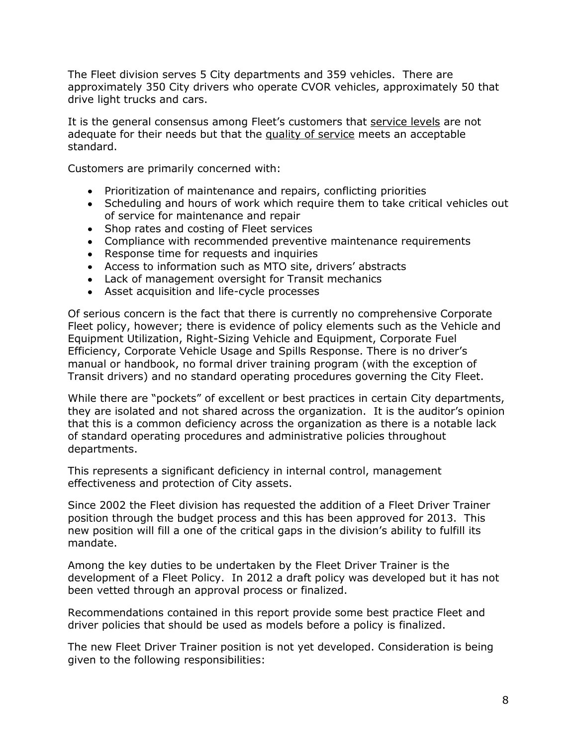The Fleet division serves 5 City departments and 359 vehicles. There are approximately 350 City drivers who operate CVOR vehicles, approximately 50 that drive light trucks and cars.

It is the general consensus among Fleet's customers that <u>service levels</u> are not adequate for their needs but that the <u>quality of service</u> meets an acceptable standard.

Customers are primarily concerned with:

- Prioritization of maintenance and repairs, conflicting priorities
- Scheduling and hours of work which require them to take critical vehicles out of service for maintenance and repair
- Shop rates and costing of Fleet services
- Compliance with recommended preventive maintenance requirements
- Response time for requests and inquiries
- Access to information such as MTO site, drivers' abstracts
- Lack of management oversight for Transit mechanics
- Asset acquisition and life-cycle processes

Of serious concern is the fact that there is currently no comprehensive Corporate Fleet policy, however; there is evidence of policy elements such as the Vehicle and Equipment Utilization, Right-Sizing Vehicle and Equipment, Corporate Fuel Efficiency, Corporate Vehicle Usage and Spills Response. There is no driver's manual or handbook, no formal driver training program (with the exception of Transit drivers) and no standard operating procedures governing the City Fleet.

While there are "pockets" of excellent or best practices in certain City departments, they are isolated and not shared across the organization. It is the auditor's opinion that this is a common deficiency across the organization as there is a notable lack of standard operating procedures and administrative policies throughout departments.

This represents a significant deficiency in internal control, management effectiveness and protection of City assets.

Since 2002 the Fleet division has requested the addition of a Fleet Driver Trainer position through the budget process and this has been approved for 2013. This new position will fill a one of the critical gaps in the division's ability to fulfill its mandate.

Among the key duties to be undertaken by the Fleet Driver Trainer is the development of a Fleet Policy. In 2012 a draft policy was developed but it has not been vetted through an approval process or finalized.

Recommendations contained in this report provide some best practice Fleet and driver policies that should be used as models before a policy is finalized.

The new Fleet Driver Trainer position is not yet developed. Consideration is being given to the following responsibilities: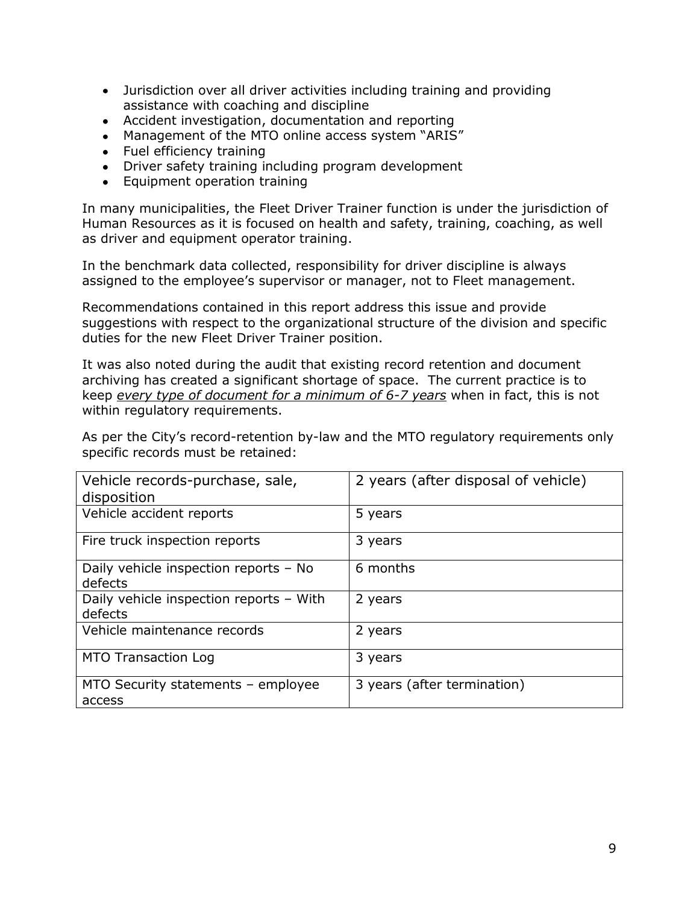- Jurisdiction over all driver activities including training and providing assistance with coaching and discipline
- Accident investigation, documentation and reporting
- Management of the MTO online access system "ARIS"
- Fuel efficiency training
- Driver safety training including program development
- Equipment operation training

In many municipalities, the Fleet Driver Trainer function is under the jurisdiction of Human Resources as it is focused on health and safety, training, coaching, as well as driver and equipment operator training.

In the benchmark data collected, responsibility for driver discipline is always assigned to the employee's supervisor or manager, not to Fleet management.

Recommendations contained in this report address this issue and provide suggestions with respect to the organizational structure of the division and specific duties for the new Fleet Driver Trainer position.

It was also noted during the audit that existing record retention and document archiving has created a significant shortage of space. The current practice is to keep *every type of document for a minimum of 6-7 years* when in fact, this is not within regulatory requirements.

As per the City's record-retention by-law and the MTO regulatory requirements only specific records must be retained:

| Vehicle records-purchase, sale, disposition | 2 years (after disposal of vehicle) |
|---|---|
| Vehicle accident reports | 5 years |
| Fire truck inspection reports | 3 years |
| Daily vehicle inspection reports – No defects | 6 months |
| Daily vehicle inspection reports – With defects | 2 years |
| Vehicle maintenance records | 2 years |
| MTO Transaction Log | 3 years |
| MTO Security statements – employee access | 3 years (after termination) |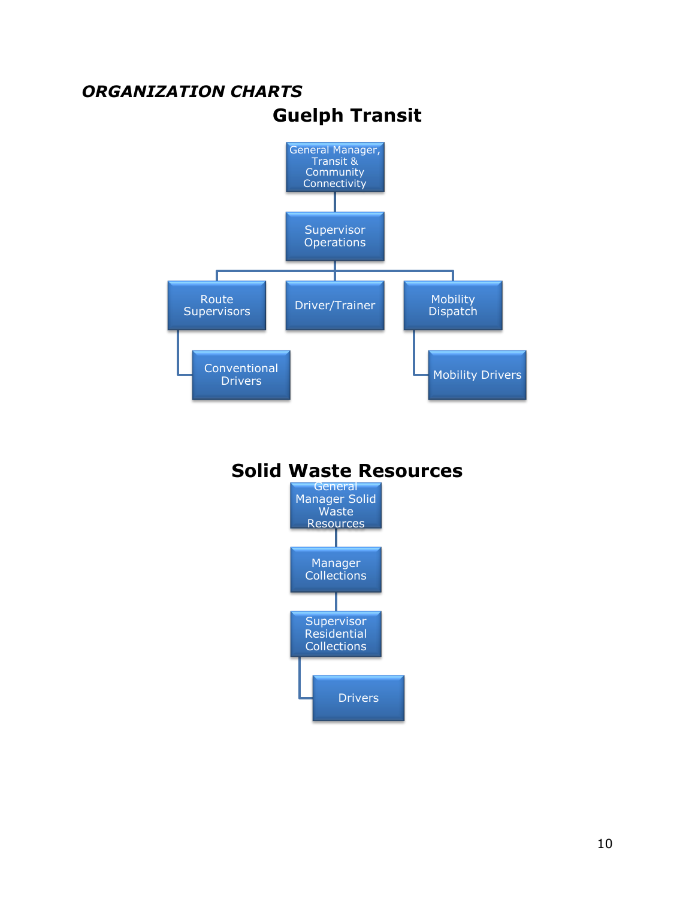*ORGANIZATION CHARTS*

## Guelph Transit

- General Manager, Transit & Community Connectivity
  - Supervisor Operations
    - Route Supervisors
      - Conventional Drivers
    - Driver/Trainer
    - Mobility Dispatch
      - Mobility Drivers

## Solid Waste Resources

- General Manager Solid Waste Resources
  - Manager Collections
    - Supervisor Residential Collections
      - Drivers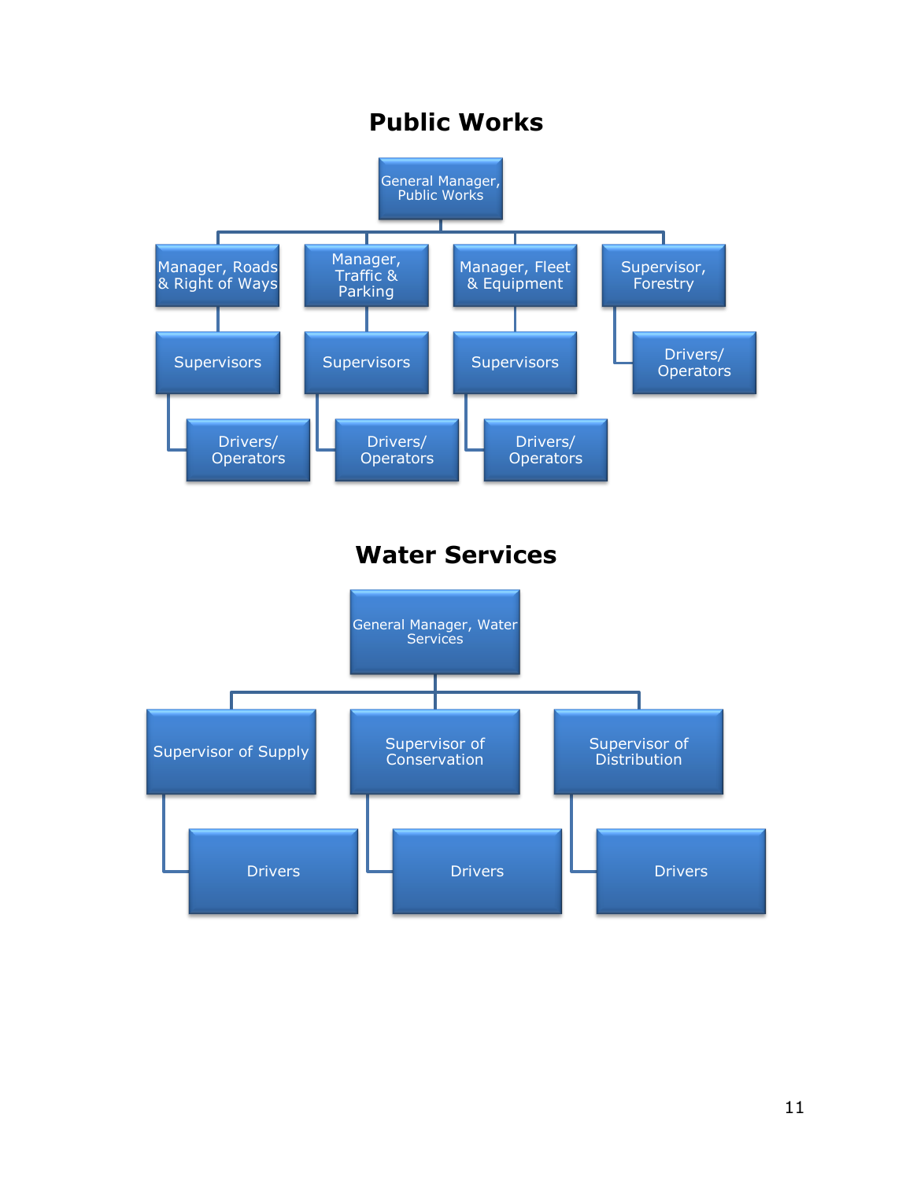# Public Works

- General Manager, Public Works
  - Manager, Roads & Right of Ways
    - Supervisors
      - Drivers/ Operators
  - Manager, Traffic & Parking
    - Supervisors
      - Drivers/ Operators
  - Manager, Fleet & Equipment
    - Supervisors
      - Drivers/ Operators
  - Supervisor, Forestry
    - Drivers/ Operators

# Water Services

- General Manager, Water Services
  - Supervisor of Supply
    - Drivers
  - Supervisor of Conservation
    - Drivers
  - Supervisor of Distribution
    - Drivers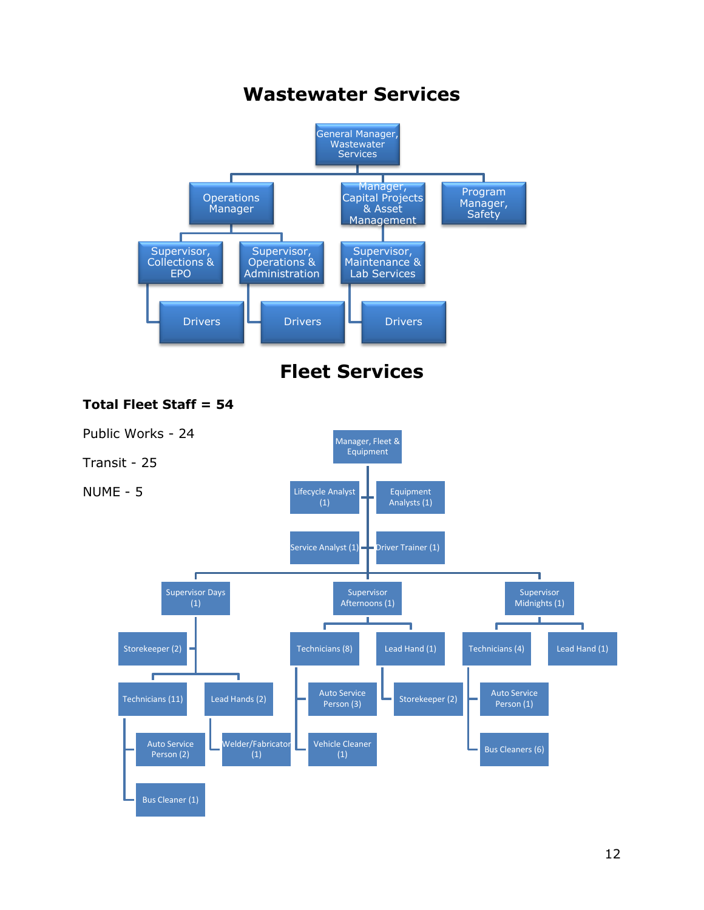# Wastewater Services

- General Manager, Wastewater Services
  - Operations Manager
    - Supervisor, Collections & EPO
      - Drivers
    - Supervisor, Operations & Administration
      - Drivers
  - Manager, Capital Projects & Asset Management
    - Supervisor, Maintenance & Lab Services
      - Drivers
  - Program Manager, Safety

# Fleet Services

**Total Fleet Staff = 54**

Public Works - 24

Transit - 25

NUME - 5

- Manager, Fleet & Equipment
  - Lifecycle Analyst (1)
  - Equipment Analysts (1)
  - Service Analyst (1)
  - Driver Trainer (1)
  - Supervisor Days (1)
    - Storekeeper (2)
    - Technicians (11)
      - Auto Service Person (2)
      - Bus Cleaner (1)
    - Lead Hands (2)
      - Welder/Fabricator (1)
  - Supervisor Afternoons (1)
    - Technicians (8)
      - Auto Service Person (3)
      - Vehicle Cleaner (1)
    - Lead Hand (1)
      - Storekeeper (2)
  - Supervisor Midnights (1)
    - Technicians (4)
      - Auto Service Person (1)
      - Bus Cleaners (6)
    - Lead Hand (1)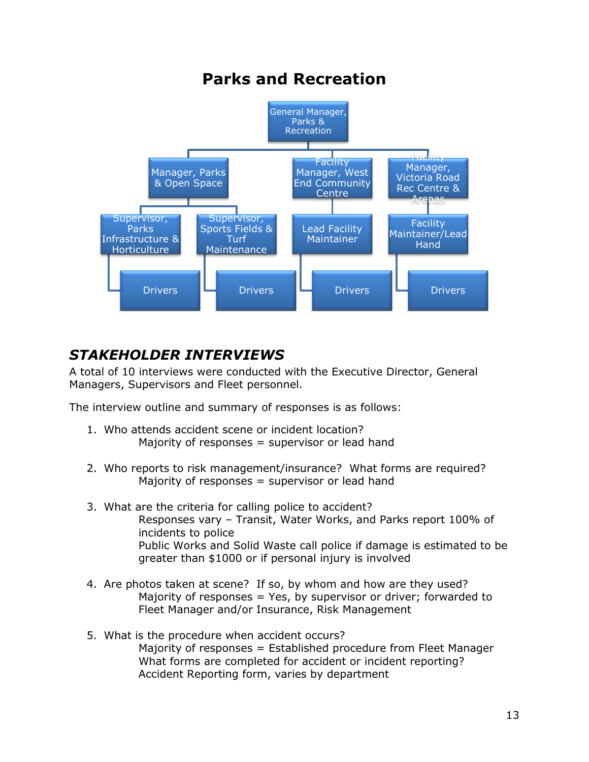# Parks and Recreation

- General Manager, Parks & Recreation
  - Manager, Parks & Open Space
    - Supervisor, Parks Infrastructure & Horticulture
      - Drivers
    - Supervisor, Sports Fields & Turf Maintenance
      - Drivers
  - Facility Manager, West End Community Centre
    - Lead Facility Maintainer
      - Drivers
  - Facility Manager, Victoria Road Rec Centre & Arenas
    - Facility Maintainer/Lead Hand
      - Drivers

## *STAKEHOLDER INTERVIEWS*

A total of 10 interviews were conducted with the Executive Director, General Managers, Supervisors and Fleet personnel.

The interview outline and summary of responses is as follows:

1. Who attends accident scene or incident location?
   Majority of responses = supervisor or lead hand

2. Who reports to risk management/insurance? What forms are required?
   Majority of responses = supervisor or lead hand

3. What are the criteria for calling police to accident?
   Responses vary – Transit, Water Works, and Parks report 100% of incidents to police
   Public Works and Solid Waste call police if damage is estimated to be greater than $1000 or if personal injury is involved

4. Are photos taken at scene? If so, by whom and how are they used?
   Majority of responses = Yes, by supervisor or driver; forwarded to Fleet Manager and/or Insurance, Risk Management

5. What is the procedure when accident occurs?
   Majority of responses = Established procedure from Fleet Manager
   What forms are completed for accident or incident reporting?
   Accident Reporting form, varies by department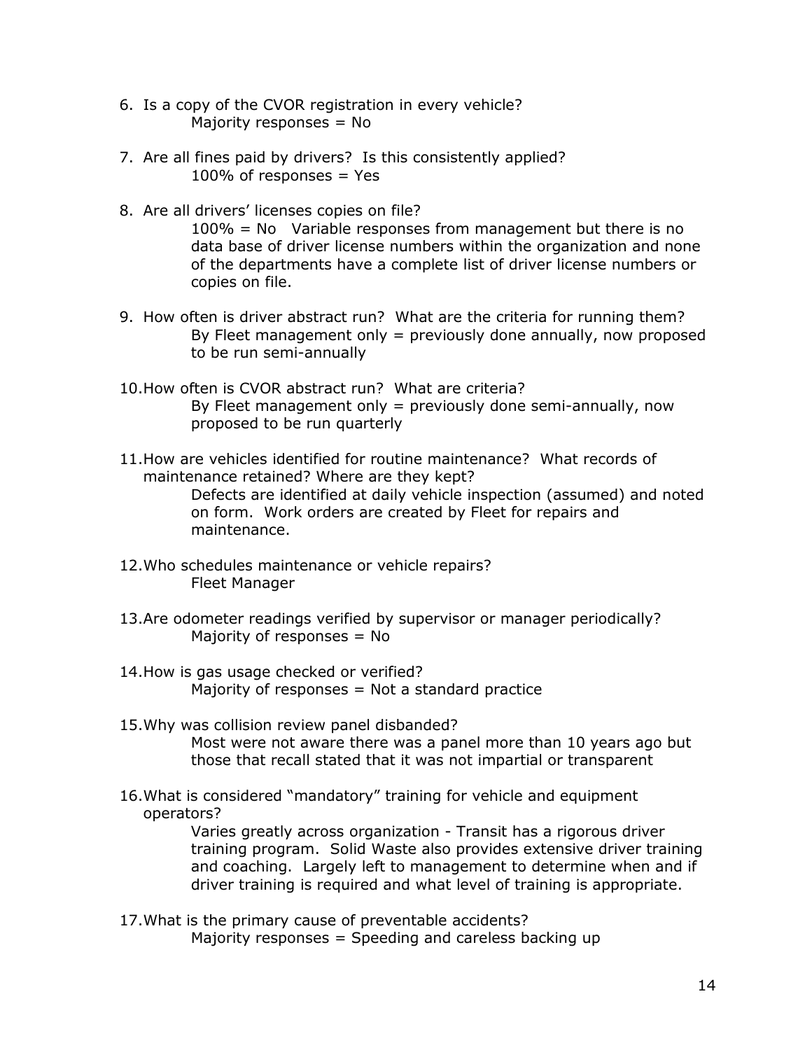6. Is a copy of the CVOR registration in every vehicle?
   Majority responses = No

7. Are all fines paid by drivers? Is this consistently applied?
   100% of responses = Yes

8. Are all drivers' licenses copies on file?
   100% = No Variable responses from management but there is no data base of driver license numbers within the organization and none of the departments have a complete list of driver license numbers or copies on file.

9. How often is driver abstract run? What are the criteria for running them?
   By Fleet management only = previously done annually, now proposed to be run semi-annually

10. How often is CVOR abstract run? What are criteria?
    By Fleet management only = previously done semi-annually, now proposed to be run quarterly

11. How are vehicles identified for routine maintenance? What records of maintenance retained? Where are they kept?
    Defects are identified at daily vehicle inspection (assumed) and noted on form. Work orders are created by Fleet for repairs and maintenance.

12. Who schedules maintenance or vehicle repairs?
    Fleet Manager

13. Are odometer readings verified by supervisor or manager periodically?
    Majority of responses = No

14. How is gas usage checked or verified?
    Majority of responses = Not a standard practice

15. Why was collision review panel disbanded?
    Most were not aware there was a panel more than 10 years ago but those that recall stated that it was not impartial or transparent

16. What is considered "mandatory" training for vehicle and equipment operators?
    Varies greatly across organization - Transit has a rigorous driver training program. Solid Waste also provides extensive driver training and coaching. Largely left to management to determine when and if driver training is required and what level of training is appropriate.

17. What is the primary cause of preventable accidents?
    Majority responses = Speeding and careless backing up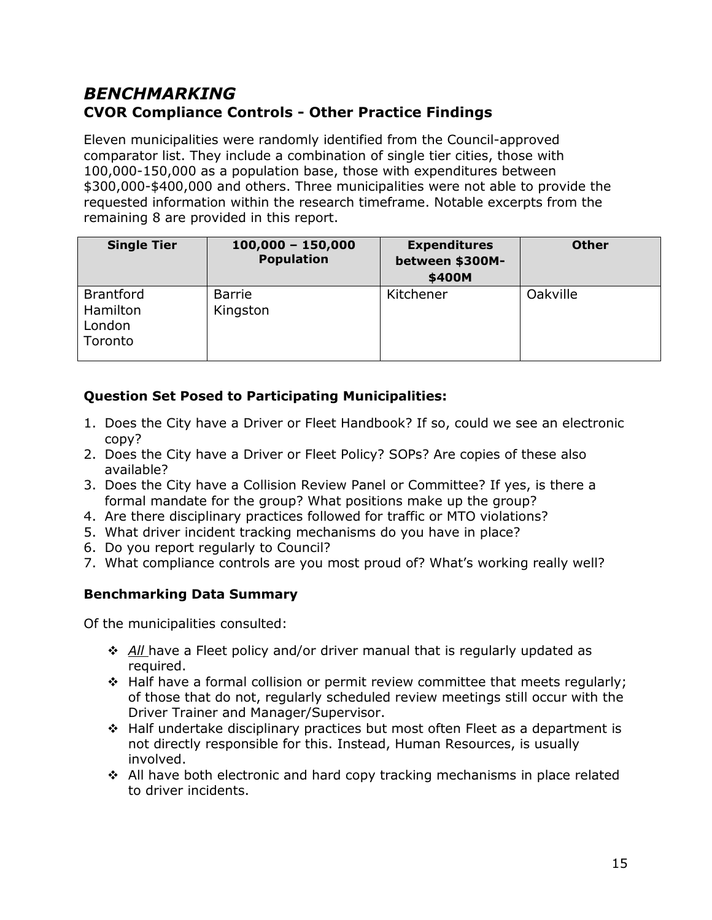# *BENCHMARKING*

## CVOR Compliance Controls - Other Practice Findings

Eleven municipalities were randomly identified from the Council-approved comparator list. They include a combination of single tier cities, those with 100,000-150,000 as a population base, those with expenditures between $300,000-$400,000 and others. Three municipalities were not able to provide the requested information within the research timeframe. Notable excerpts from the remaining 8 are provided in this report.

| Single Tier | 100,000 – 150,000 Population | Expenditures between $300M-$400M | Other |
|---|---|---|---|
| Brantford<br>Hamilton<br>London<br>Toronto | Barrie<br>Kingston | Kitchener | Oakville |

### Question Set Posed to Participating Municipalities:

1. Does the City have a Driver or Fleet Handbook? If so, could we see an electronic copy?
2. Does the City have a Driver or Fleet Policy? SOPs? Are copies of these also available?
3. Does the City have a Collision Review Panel or Committee? If yes, is there a formal mandate for the group? What positions make up the group?
4. Are there disciplinary practices followed for traffic or MTO violations?
5. What driver incident tracking mechanisms do you have in place?
6. Do you report regularly to Council?
7. What compliance controls are you most proud of? What's working really well?

### Benchmarking Data Summary

Of the municipalities consulted:

- ***All*** have a Fleet policy and/or driver manual that is regularly updated as required.
- Half have a formal collision or permit review committee that meets regularly; of those that do not, regularly scheduled review meetings still occur with the Driver Trainer and Manager/Supervisor.
- Half undertake disciplinary practices but most often Fleet as a department is not directly responsible for this. Instead, Human Resources, is usually involved.
- All have both electronic and hard copy tracking mechanisms in place related to driver incidents.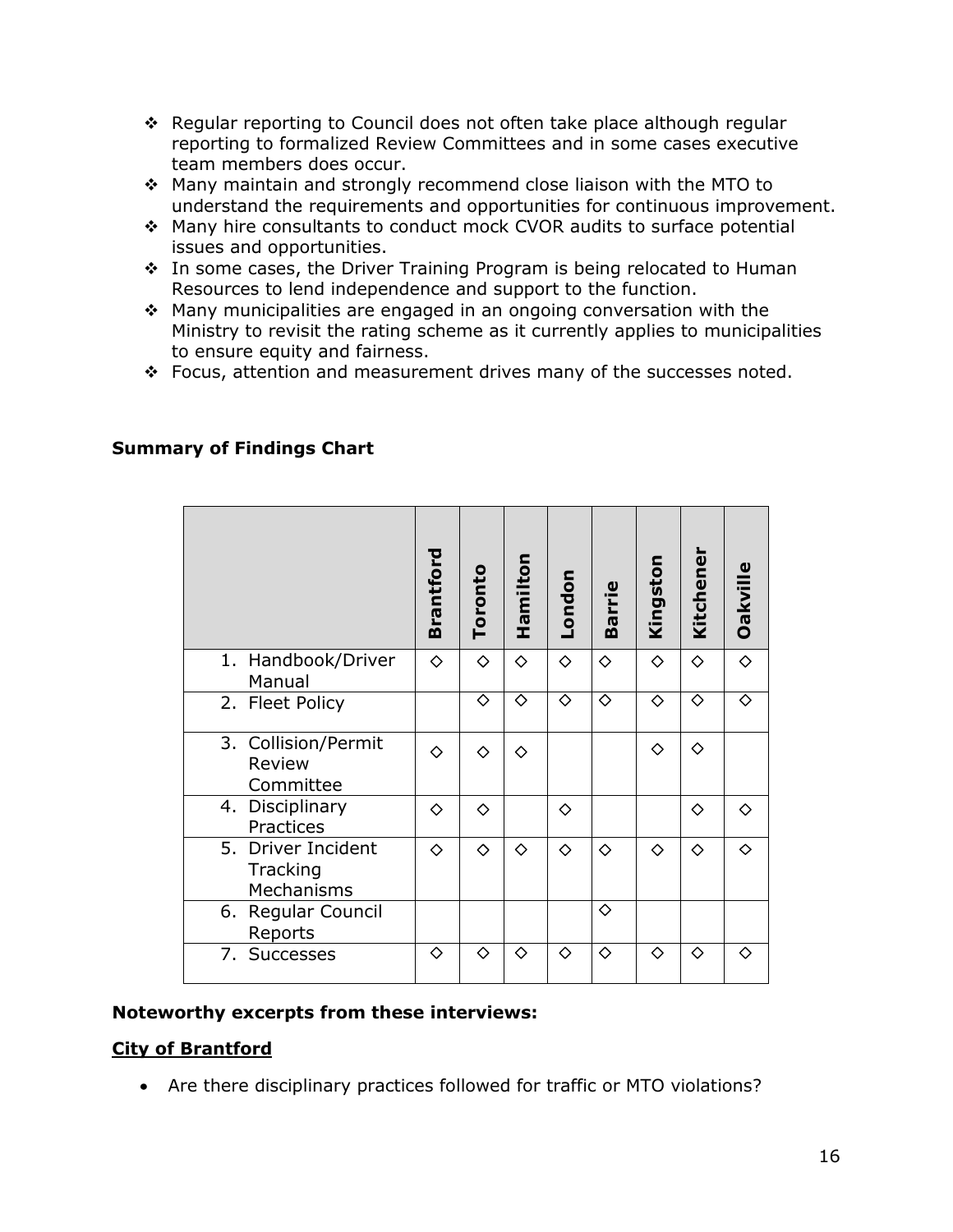- ❖ Regular reporting to Council does not often take place although regular reporting to formalized Review Committees and in some cases executive team members does occur.
- ❖ Many maintain and strongly recommend close liaison with the MTO to understand the requirements and opportunities for continuous improvement.
- ❖ Many hire consultants to conduct mock CVOR audits to surface potential issues and opportunities.
- ❖ In some cases, the Driver Training Program is being relocated to Human Resources to lend independence and support to the function.
- ❖ Many municipalities are engaged in an ongoing conversation with the Ministry to revisit the rating scheme as it currently applies to municipalities to ensure equity and fairness.
- ❖ Focus, attention and measurement drives many of the successes noted.

**Summary of Findings Chart**

| | Brantford | Toronto | Hamilton | London | Barrie | Kingston | Kitchener | Oakville |
|---|---|---|---|---|---|---|---|---|
| 1. Handbook/Driver Manual | ◇ | ◇ | ◇ | ◇ | ◇ | ◇ | ◇ | ◇ |
| 2. Fleet Policy | | ◇ | ◇ | ◇ | ◇ | ◇ | ◇ | ◇ |
| 3. Collision/Permit Review Committee | ◇ | ◇ | ◇ | | | ◇ | ◇ | |
| 4. Disciplinary Practices | ◇ | ◇ | | ◇ | | | ◇ | ◇ |
| 5. Driver Incident Tracking Mechanisms | ◇ | ◇ | ◇ | ◇ | ◇ | ◇ | ◇ | ◇ |
| 6. Regular Council Reports | | | | | ◇ | | | |
| 7. Successes | ◇ | ◇ | ◇ | ◇ | ◇ | ◇ | ◇ | ◇ |

**Noteworthy excerpts from these interviews:**

**City of Brantford**

- Are there disciplinary practices followed for traffic or MTO violations?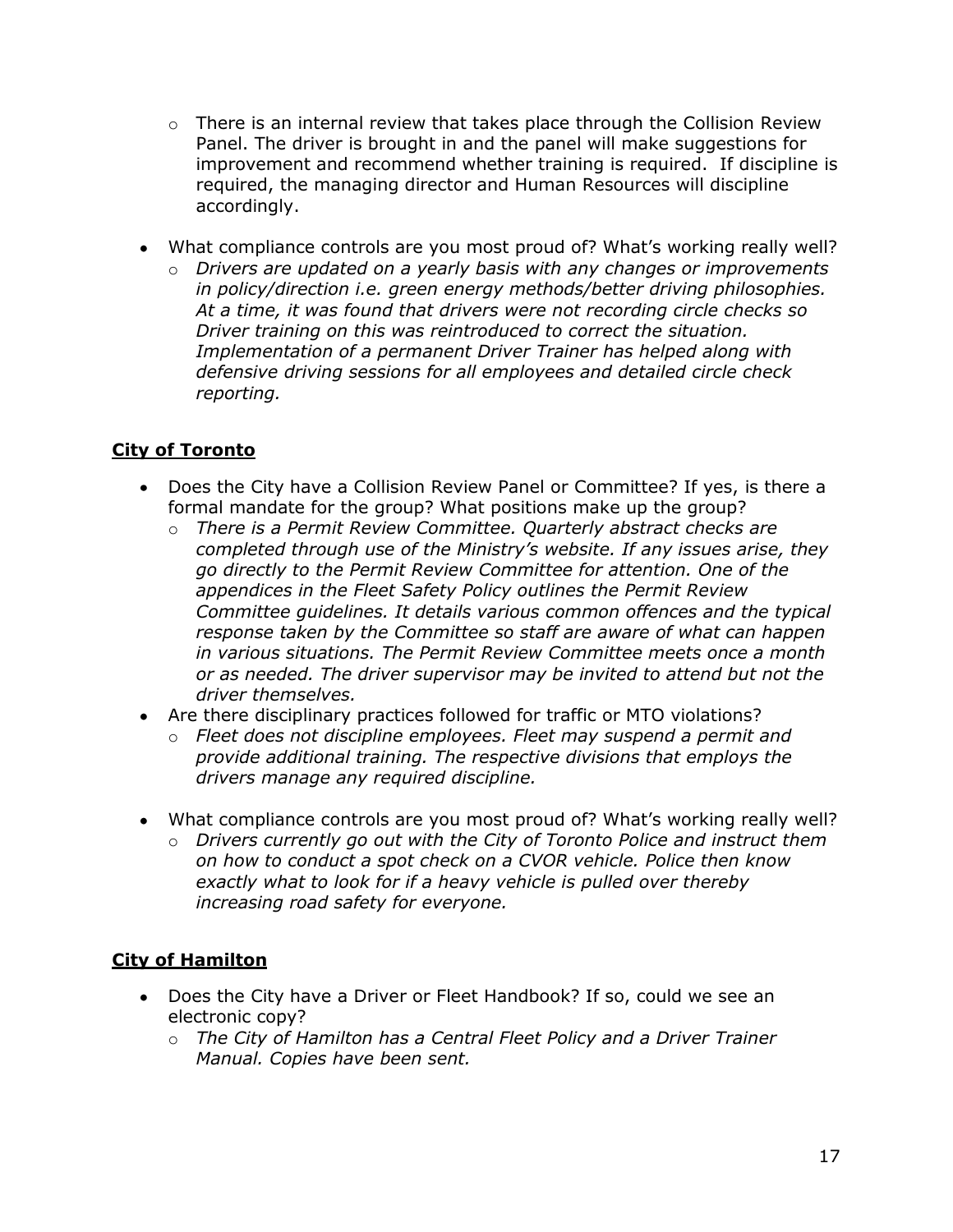- There is an internal review that takes place through the Collision Review Panel. The driver is brought in and the panel will make suggestions for improvement and recommend whether training is required. If discipline is required, the managing director and Human Resources will discipline accordingly.

- What compliance controls are you most proud of? What's working really well?
  - *Drivers are updated on a yearly basis with any changes or improvements in policy/direction i.e. green energy methods/better driving philosophies. At a time, it was found that drivers were not recording circle checks so Driver training on this was reintroduced to correct the situation. Implementation of a permanent Driver Trainer has helped along with defensive driving sessions for all employees and detailed circle check reporting.*

**City of Toronto**

- Does the City have a Collision Review Panel or Committee? If yes, is there a formal mandate for the group? What positions make up the group?
  - *There is a Permit Review Committee. Quarterly abstract checks are completed through use of the Ministry's website. If any issues arise, they go directly to the Permit Review Committee for attention. One of the appendices in the Fleet Safety Policy outlines the Permit Review Committee guidelines. It details various common offences and the typical response taken by the Committee so staff are aware of what can happen in various situations. The Permit Review Committee meets once a month or as needed. The driver supervisor may be invited to attend but not the driver themselves.*
- Are there disciplinary practices followed for traffic or MTO violations?
  - *Fleet does not discipline employees. Fleet may suspend a permit and provide additional training. The respective divisions that employs the drivers manage any required discipline.*

- What compliance controls are you most proud of? What's working really well?
  - *Drivers currently go out with the City of Toronto Police and instruct them on how to conduct a spot check on a CVOR vehicle. Police then know exactly what to look for if a heavy vehicle is pulled over thereby increasing road safety for everyone.*

**City of Hamilton**

- Does the City have a Driver or Fleet Handbook? If so, could we see an electronic copy?
  - *The City of Hamilton has a Central Fleet Policy and a Driver Trainer Manual. Copies have been sent.*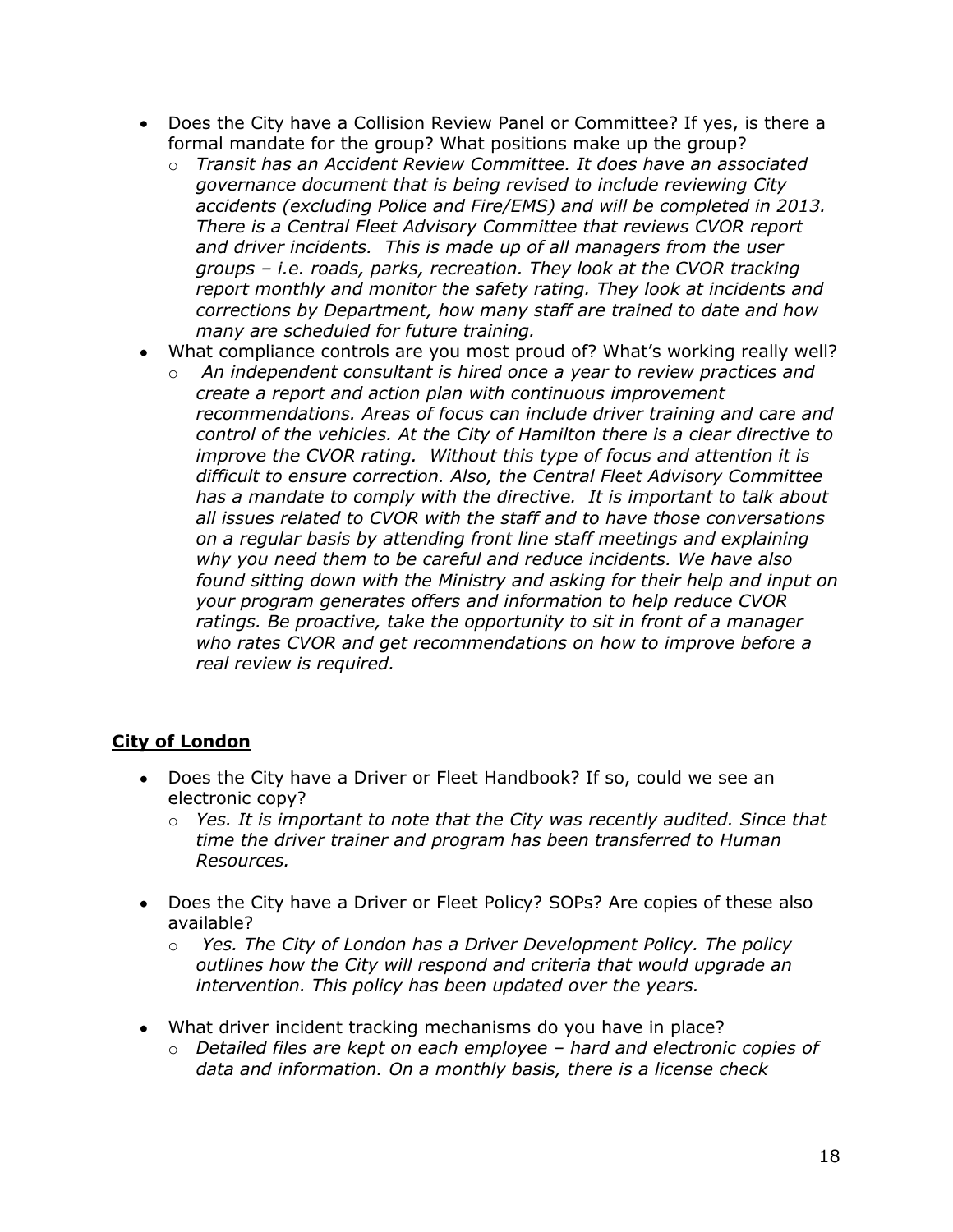- Does the City have a Collision Review Panel or Committee? If yes, is there a formal mandate for the group? What positions make up the group?
  - *Transit has an Accident Review Committee. It does have an associated governance document that is being revised to include reviewing City accidents (excluding Police and Fire/EMS) and will be completed in 2013. There is a Central Fleet Advisory Committee that reviews CVOR report and driver incidents. This is made up of all managers from the user groups – i.e. roads, parks, recreation. They look at the CVOR tracking report monthly and monitor the safety rating. They look at incidents and corrections by Department, how many staff are trained to date and how many are scheduled for future training.*
- What compliance controls are you most proud of? What's working really well?
  - *An independent consultant is hired once a year to review practices and create a report and action plan with continuous improvement recommendations. Areas of focus can include driver training and care and control of the vehicles. At the City of Hamilton there is a clear directive to improve the CVOR rating. Without this type of focus and attention it is difficult to ensure correction. Also, the Central Fleet Advisory Committee has a mandate to comply with the directive. It is important to talk about all issues related to CVOR with the staff and to have those conversations on a regular basis by attending front line staff meetings and explaining why you need them to be careful and reduce incidents. We have also found sitting down with the Ministry and asking for their help and input on your program generates offers and information to help reduce CVOR ratings. Be proactive, take the opportunity to sit in front of a manager who rates CVOR and get recommendations on how to improve before a real review is required.*

## City of London

- Does the City have a Driver or Fleet Handbook? If so, could we see an electronic copy?
  - *Yes. It is important to note that the City was recently audited. Since that time the driver trainer and program has been transferred to Human Resources.*

- Does the City have a Driver or Fleet Policy? SOPs? Are copies of these also available?
  - *Yes. The City of London has a Driver Development Policy. The policy outlines how the City will respond and criteria that would upgrade an intervention. This policy has been updated over the years.*

- What driver incident tracking mechanisms do you have in place?
  - *Detailed files are kept on each employee – hard and electronic copies of data and information. On a monthly basis, there is a license check*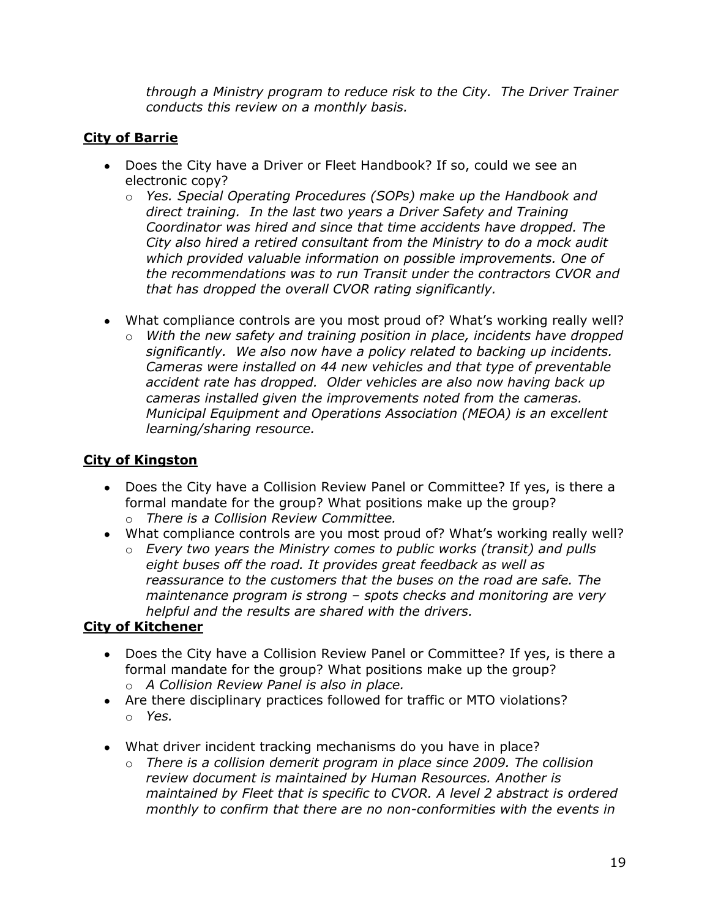*through a Ministry program to reduce risk to the City. The Driver Trainer conducts this review on a monthly basis.*

**City of Barrie**

- Does the City have a Driver or Fleet Handbook? If so, could we see an electronic copy?
  - *Yes. Special Operating Procedures (SOPs) make up the Handbook and direct training. In the last two years a Driver Safety and Training Coordinator was hired and since that time accidents have dropped. The City also hired a retired consultant from the Ministry to do a mock audit which provided valuable information on possible improvements. One of the recommendations was to run Transit under the contractors CVOR and that has dropped the overall CVOR rating significantly.*

- What compliance controls are you most proud of? What's working really well?
  - *With the new safety and training position in place, incidents have dropped significantly. We also now have a policy related to backing up incidents. Cameras were installed on 44 new vehicles and that type of preventable accident rate has dropped. Older vehicles are also now having back up cameras installed given the improvements noted from the cameras. Municipal Equipment and Operations Association (MEOA) is an excellent learning/sharing resource.*

**City of Kingston**

- Does the City have a Collision Review Panel or Committee? If yes, is there a formal mandate for the group? What positions make up the group?
  - *There is a Collision Review Committee.*
- What compliance controls are you most proud of? What's working really well?
  - *Every two years the Ministry comes to public works (transit) and pulls eight buses off the road. It provides great feedback as well as reassurance to the customers that the buses on the road are safe. The maintenance program is strong – spots checks and monitoring are very helpful and the results are shared with the drivers.*

**City of Kitchener**

- Does the City have a Collision Review Panel or Committee? If yes, is there a formal mandate for the group? What positions make up the group?
  - *A Collision Review Panel is also in place.*
- Are there disciplinary practices followed for traffic or MTO violations?
  - *Yes.*

- What driver incident tracking mechanisms do you have in place?
  - *There is a collision demerit program in place since 2009. The collision review document is maintained by Human Resources. Another is maintained by Fleet that is specific to CVOR. A level 2 abstract is ordered monthly to confirm that there are no non-conformities with the events in*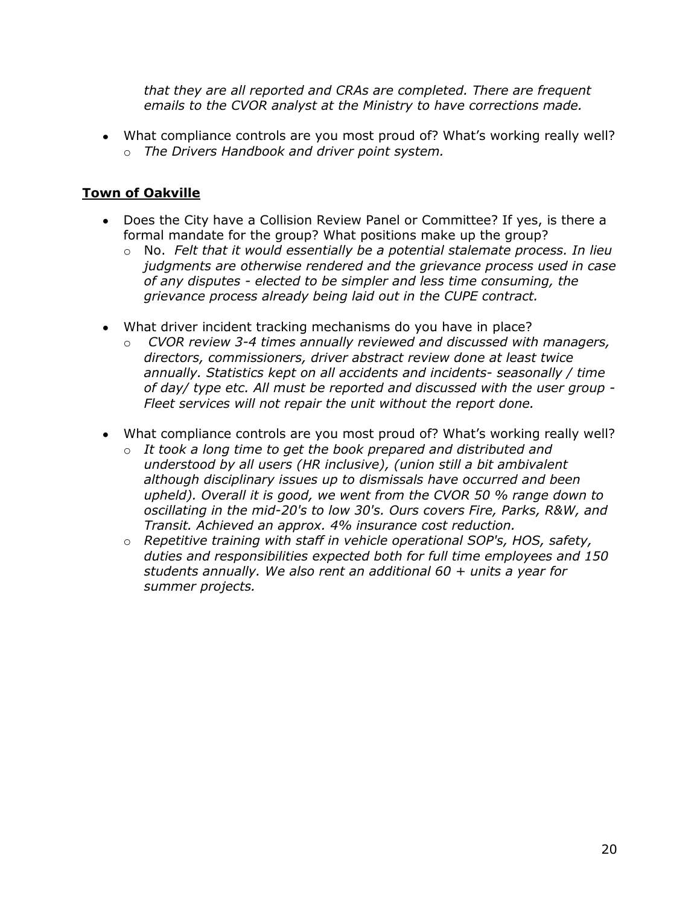*that they are all reported and CRAs are completed. There are frequent emails to the CVOR analyst at the Ministry to have corrections made.*

- What compliance controls are you most proud of? What's working really well?
  - *The Drivers Handbook and driver point system.*

## Town of Oakville

- Does the City have a Collision Review Panel or Committee? If yes, is there a formal mandate for the group? What positions make up the group?
  - No. *Felt that it would essentially be a potential stalemate process. In lieu judgments are otherwise rendered and the grievance process used in case of any disputes - elected to be simpler and less time consuming, the grievance process already being laid out in the CUPE contract.*
- What driver incident tracking mechanisms do you have in place?
  - *CVOR review 3-4 times annually reviewed and discussed with managers, directors, commissioners, driver abstract review done at least twice annually. Statistics kept on all accidents and incidents- seasonally / time of day/ type etc. All must be reported and discussed with the user group - Fleet services will not repair the unit without the report done.*
- What compliance controls are you most proud of? What's working really well?
  - *It took a long time to get the book prepared and distributed and understood by all users (HR inclusive), (union still a bit ambivalent although disciplinary issues up to dismissals have occurred and been upheld). Overall it is good, we went from the CVOR 50 % range down to oscillating in the mid-20's to low 30's. Ours covers Fire, Parks, R&W, and Transit. Achieved an approx. 4% insurance cost reduction.*
  - *Repetitive training with staff in vehicle operational SOP's, HOS, safety, duties and responsibilities expected both for full time employees and 150 students annually. We also rent an additional 60 + units a year for summer projects.*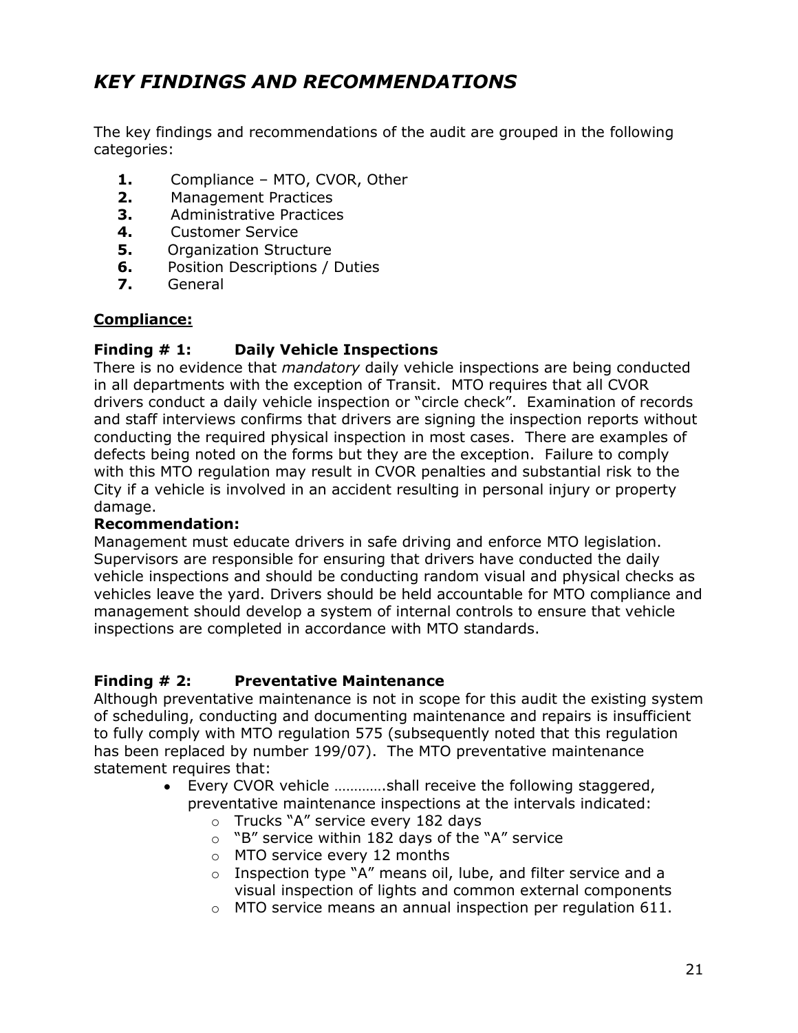# *KEY FINDINGS AND RECOMMENDATIONS*

The key findings and recommendations of the audit are grouped in the following categories:

1. Compliance – MTO, CVOR, Other
2. Management Practices
3. Administrative Practices
4. Customer Service
5. Organization Structure
6. Position Descriptions / Duties
7. General

**<u>Compliance:</u>**

**Finding # 1: Daily Vehicle Inspections**

There is no evidence that *mandatory* daily vehicle inspections are being conducted in all departments with the exception of Transit. MTO requires that all CVOR drivers conduct a daily vehicle inspection or "circle check". Examination of records and staff interviews confirms that drivers are signing the inspection reports without conducting the required physical inspection in most cases. There are examples of defects being noted on the forms but they are the exception. Failure to comply with this MTO regulation may result in CVOR penalties and substantial risk to the City if a vehicle is involved in an accident resulting in personal injury or property damage.

**Recommendation:**

Management must educate drivers in safe driving and enforce MTO legislation. Supervisors are responsible for ensuring that drivers have conducted the daily vehicle inspections and should be conducting random visual and physical checks as vehicles leave the yard. Drivers should be held accountable for MTO compliance and management should develop a system of internal controls to ensure that vehicle inspections are completed in accordance with MTO standards.

**Finding # 2: Preventative Maintenance**

Although preventative maintenance is not in scope for this audit the existing system of scheduling, conducting and documenting maintenance and repairs is insufficient to fully comply with MTO regulation 575 (subsequently noted that this regulation has been replaced by number 199/07). The MTO preventative maintenance statement requires that:

- Every CVOR vehicle ………….shall receive the following staggered, preventative maintenance inspections at the intervals indicated:
  - Trucks "A" service every 182 days
  - "B" service within 182 days of the "A" service
  - MTO service every 12 months
  - Inspection type "A" means oil, lube, and filter service and a visual inspection of lights and common external components
  - MTO service means an annual inspection per regulation 611.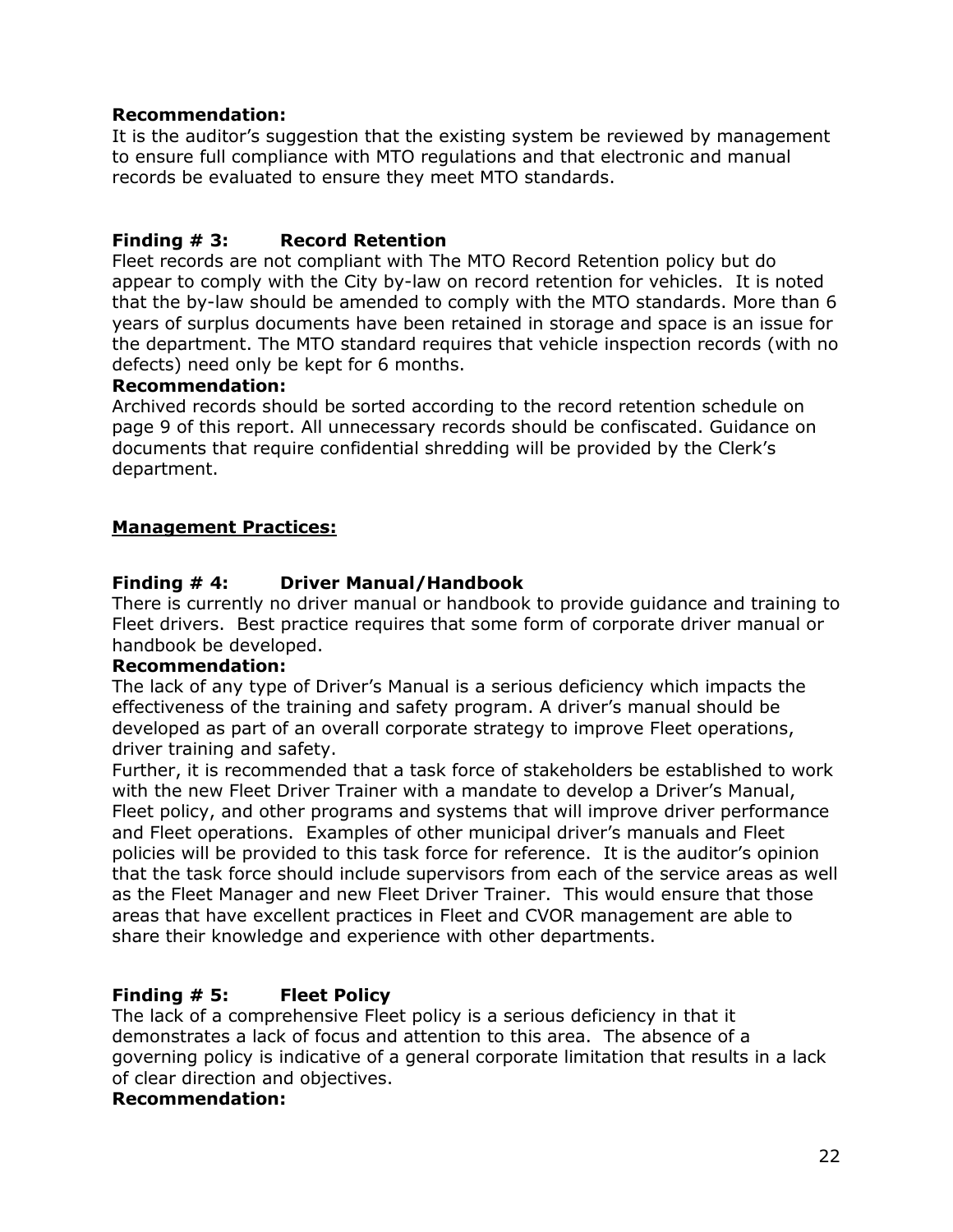**Recommendation:**
It is the auditor's suggestion that the existing system be reviewed by management to ensure full compliance with MTO regulations and that electronic and manual records be evaluated to ensure they meet MTO standards.

**Finding # 3: Record Retention**
Fleet records are not compliant with The MTO Record Retention policy but do appear to comply with the City by-law on record retention for vehicles. It is noted that the by-law should be amended to comply with the MTO standards. More than 6 years of surplus documents have been retained in storage and space is an issue for the department. The MTO standard requires that vehicle inspection records (with no defects) need only be kept for 6 months.
**Recommendation:**
Archived records should be sorted according to the record retention schedule on page 9 of this report. All unnecessary records should be confiscated. Guidance on documents that require confidential shredding will be provided by the Clerk's department.

**Management Practices:**

**Finding # 4: Driver Manual/Handbook**
There is currently no driver manual or handbook to provide guidance and training to Fleet drivers. Best practice requires that some form of corporate driver manual or handbook be developed.
**Recommendation:**
The lack of any type of Driver's Manual is a serious deficiency which impacts the effectiveness of the training and safety program. A driver's manual should be developed as part of an overall corporate strategy to improve Fleet operations, driver training and safety.
Further, it is recommended that a task force of stakeholders be established to work with the new Fleet Driver Trainer with a mandate to develop a Driver's Manual, Fleet policy, and other programs and systems that will improve driver performance and Fleet operations. Examples of other municipal driver's manuals and Fleet policies will be provided to this task force for reference. It is the auditor's opinion that the task force should include supervisors from each of the service areas as well as the Fleet Manager and new Fleet Driver Trainer. This would ensure that those areas that have excellent practices in Fleet and CVOR management are able to share their knowledge and experience with other departments.

**Finding # 5: Fleet Policy**
The lack of a comprehensive Fleet policy is a serious deficiency in that it demonstrates a lack of focus and attention to this area. The absence of a governing policy is indicative of a general corporate limitation that results in a lack of clear direction and objectives.
**Recommendation:**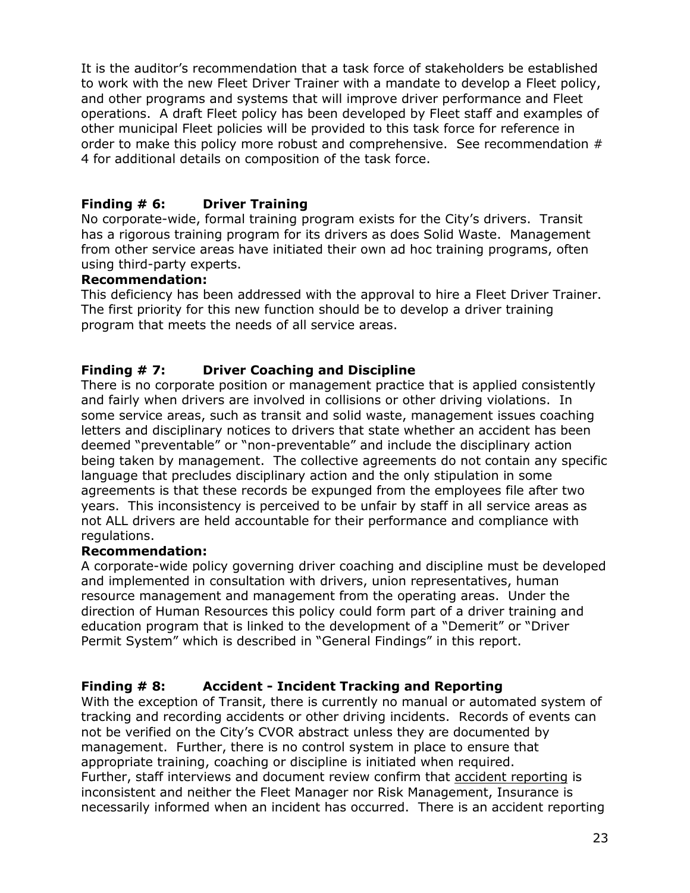It is the auditor's recommendation that a task force of stakeholders be established to work with the new Fleet Driver Trainer with a mandate to develop a Fleet policy, and other programs and systems that will improve driver performance and Fleet operations. A draft Fleet policy has been developed by Fleet staff and examples of other municipal Fleet policies will be provided to this task force for reference in order to make this policy more robust and comprehensive. See recommendation # 4 for additional details on composition of the task force.

**Finding # 6: Driver Training**

No corporate-wide, formal training program exists for the City's drivers. Transit has a rigorous training program for its drivers as does Solid Waste. Management from other service areas have initiated their own ad hoc training programs, often using third-party experts.

**Recommendation:**

This deficiency has been addressed with the approval to hire a Fleet Driver Trainer. The first priority for this new function should be to develop a driver training program that meets the needs of all service areas.

**Finding # 7: Driver Coaching and Discipline**

There is no corporate position or management practice that is applied consistently and fairly when drivers are involved in collisions or other driving violations. In some service areas, such as transit and solid waste, management issues coaching letters and disciplinary notices to drivers that state whether an accident has been deemed "preventable" or "non-preventable" and include the disciplinary action being taken by management. The collective agreements do not contain any specific language that precludes disciplinary action and the only stipulation in some agreements is that these records be expunged from the employees file after two years. This inconsistency is perceived to be unfair by staff in all service areas as not ALL drivers are held accountable for their performance and compliance with regulations.

**Recommendation:**

A corporate-wide policy governing driver coaching and discipline must be developed and implemented in consultation with drivers, union representatives, human resource management and management from the operating areas. Under the direction of Human Resources this policy could form part of a driver training and education program that is linked to the development of a "Demerit" or "Driver Permit System" which is described in "General Findings" in this report.

**Finding # 8: Accident - Incident Tracking and Reporting**

With the exception of Transit, there is currently no manual or automated system of tracking and recording accidents or other driving incidents. Records of events can not be verified on the City's CVOR abstract unless they are documented by management. Further, there is no control system in place to ensure that appropriate training, coaching or discipline is initiated when required.
Further, staff interviews and document review confirm that accident reporting is inconsistent and neither the Fleet Manager nor Risk Management, Insurance is necessarily informed when an incident has occurred. There is an accident reporting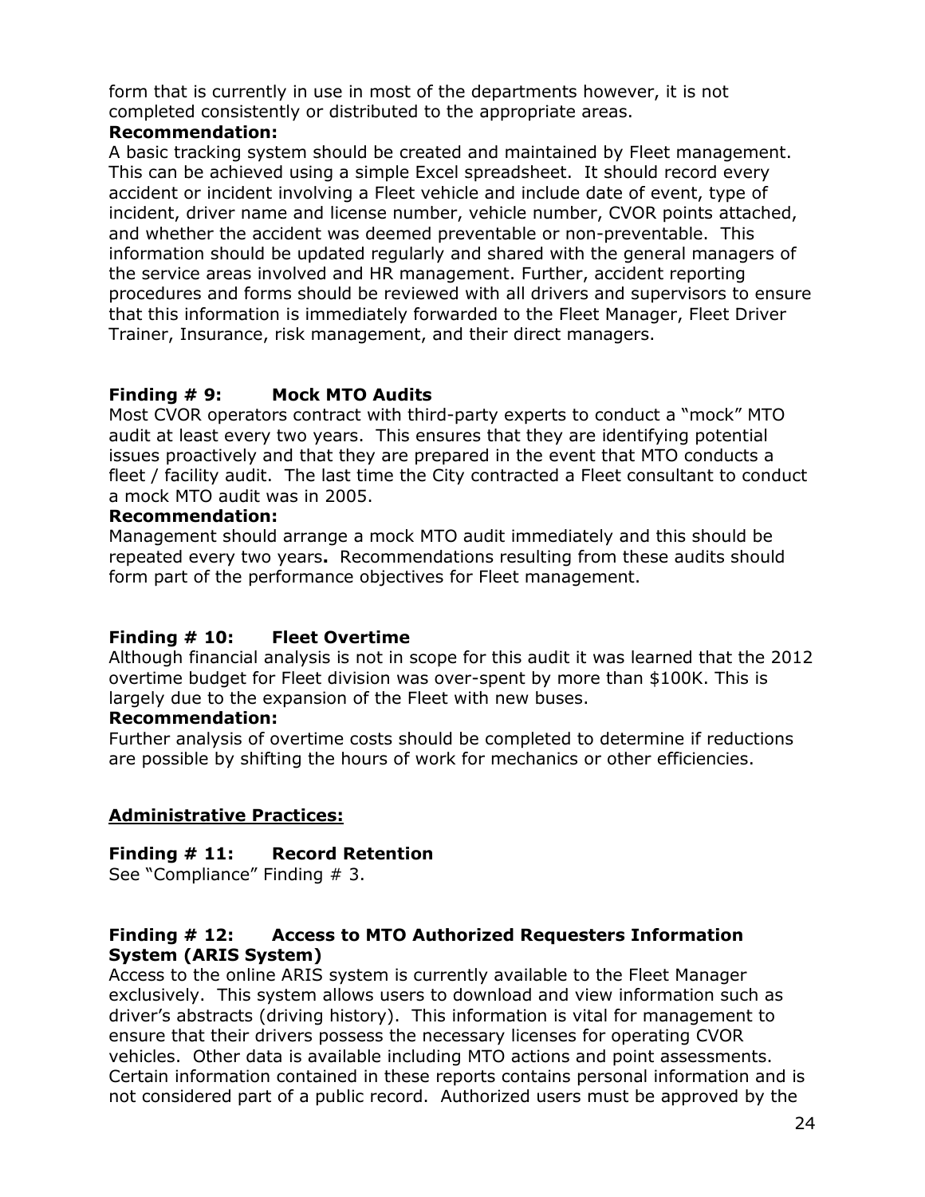form that is currently in use in most of the departments however, it is not completed consistently or distributed to the appropriate areas.

**Recommendation:**

A basic tracking system should be created and maintained by Fleet management. This can be achieved using a simple Excel spreadsheet. It should record every accident or incident involving a Fleet vehicle and include date of event, type of incident, driver name and license number, vehicle number, CVOR points attached, and whether the accident was deemed preventable or non-preventable. This information should be updated regularly and shared with the general managers of the service areas involved and HR management. Further, accident reporting procedures and forms should be reviewed with all drivers and supervisors to ensure that this information is immediately forwarded to the Fleet Manager, Fleet Driver Trainer, Insurance, risk management, and their direct managers.

**Finding # 9: Mock MTO Audits**

Most CVOR operators contract with third-party experts to conduct a "mock" MTO audit at least every two years. This ensures that they are identifying potential issues proactively and that they are prepared in the event that MTO conducts a fleet / facility audit. The last time the City contracted a Fleet consultant to conduct a mock MTO audit was in 2005.

**Recommendation:**

Management should arrange a mock MTO audit immediately and this should be repeated every two years**.** Recommendations resulting from these audits should form part of the performance objectives for Fleet management.

**Finding # 10: Fleet Overtime**

Although financial analysis is not in scope for this audit it was learned that the 2012 overtime budget for Fleet division was over-spent by more than $100K. This is largely due to the expansion of the Fleet with new buses.

**Recommendation:**

Further analysis of overtime costs should be completed to determine if reductions are possible by shifting the hours of work for mechanics or other efficiencies.

**<u>Administrative Practices:</u>**

**Finding # 11: Record Retention**

See "Compliance" Finding # 3.

**Finding # 12: Access to MTO Authorized Requesters Information System (ARIS System)**

Access to the online ARIS system is currently available to the Fleet Manager exclusively. This system allows users to download and view information such as driver's abstracts (driving history). This information is vital for management to ensure that their drivers possess the necessary licenses for operating CVOR vehicles. Other data is available including MTO actions and point assessments. Certain information contained in these reports contains personal information and is not considered part of a public record. Authorized users must be approved by the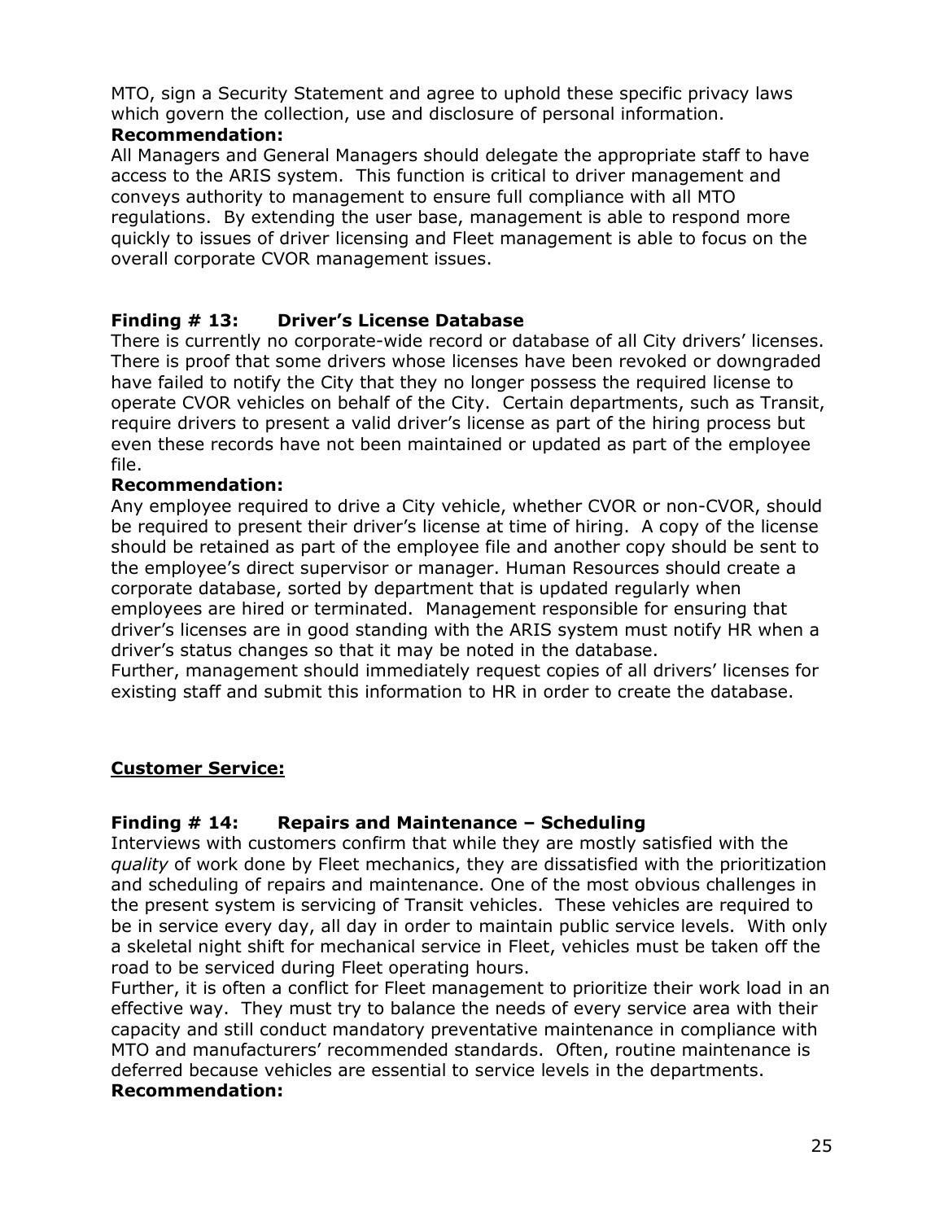MTO, sign a Security Statement and agree to uphold these specific privacy laws which govern the collection, use and disclosure of personal information.

**Recommendation:**

All Managers and General Managers should delegate the appropriate staff to have access to the ARIS system. This function is critical to driver management and conveys authority to management to ensure full compliance with all MTO regulations. By extending the user base, management is able to respond more quickly to issues of driver licensing and Fleet management is able to focus on the overall corporate CVOR management issues.

### Finding # 13: Driver's License Database

There is currently no corporate-wide record or database of all City drivers' licenses. There is proof that some drivers whose licenses have been revoked or downgraded have failed to notify the City that they no longer possess the required license to operate CVOR vehicles on behalf of the City. Certain departments, such as Transit, require drivers to present a valid driver's license as part of the hiring process but even these records have not been maintained or updated as part of the employee file.

**Recommendation:**

Any employee required to drive a City vehicle, whether CVOR or non-CVOR, should be required to present their driver's license at time of hiring. A copy of the license should be retained as part of the employee file and another copy should be sent to the employee's direct supervisor or manager. Human Resources should create a corporate database, sorted by department that is updated regularly when employees are hired or terminated. Management responsible for ensuring that driver's licenses are in good standing with the ARIS system must notify HR when a driver's status changes so that it may be noted in the database.

Further, management should immediately request copies of all drivers' licenses for existing staff and submit this information to HR in order to create the database.

## Customer Service:

### Finding # 14: Repairs and Maintenance – Scheduling

Interviews with customers confirm that while they are mostly satisfied with the *quality* of work done by Fleet mechanics, they are dissatisfied with the prioritization and scheduling of repairs and maintenance. One of the most obvious challenges in the present system is servicing of Transit vehicles. These vehicles are required to be in service every day, all day in order to maintain public service levels. With only a skeletal night shift for mechanical service in Fleet, vehicles must be taken off the road to be serviced during Fleet operating hours.

Further, it is often a conflict for Fleet management to prioritize their work load in an effective way. They must try to balance the needs of every service area with their capacity and still conduct mandatory preventative maintenance in compliance with MTO and manufacturers' recommended standards. Often, routine maintenance is deferred because vehicles are essential to service levels in the departments.

**Recommendation:**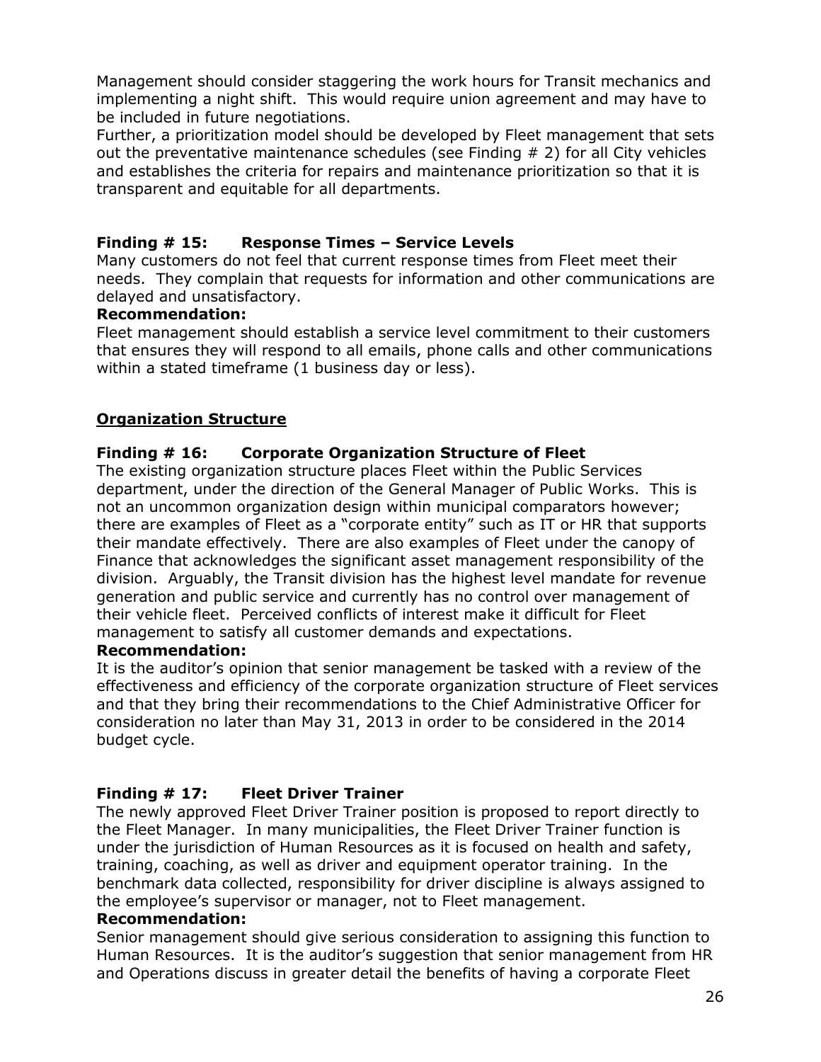Management should consider staggering the work hours for Transit mechanics and implementing a night shift. This would require union agreement and may have to be included in future negotiations.

Further, a prioritization model should be developed by Fleet management that sets out the preventative maintenance schedules (see Finding # 2) for all City vehicles and establishes the criteria for repairs and maintenance prioritization so that it is transparent and equitable for all departments.

### Finding # 15: Response Times – Service Levels

Many customers do not feel that current response times from Fleet meet their needs. They complain that requests for information and other communications are delayed and unsatisfactory.

**Recommendation:**

Fleet management should establish a service level commitment to their customers that ensures they will respond to all emails, phone calls and other communications within a stated timeframe (1 business day or less).

## Organization Structure

### Finding # 16: Corporate Organization Structure of Fleet

The existing organization structure places Fleet within the Public Services department, under the direction of the General Manager of Public Works. This is not an uncommon organization design within municipal comparators however; there are examples of Fleet as a "corporate entity" such as IT or HR that supports their mandate effectively. There are also examples of Fleet under the canopy of Finance that acknowledges the significant asset management responsibility of the division. Arguably, the Transit division has the highest level mandate for revenue generation and public service and currently has no control over management of their vehicle fleet. Perceived conflicts of interest make it difficult for Fleet management to satisfy all customer demands and expectations.

**Recommendation:**

It is the auditor's opinion that senior management be tasked with a review of the effectiveness and efficiency of the corporate organization structure of Fleet services and that they bring their recommendations to the Chief Administrative Officer for consideration no later than May 31, 2013 in order to be considered in the 2014 budget cycle.

### Finding # 17: Fleet Driver Trainer

The newly approved Fleet Driver Trainer position is proposed to report directly to the Fleet Manager. In many municipalities, the Fleet Driver Trainer function is under the jurisdiction of Human Resources as it is focused on health and safety, training, coaching, as well as driver and equipment operator training. In the benchmark data collected, responsibility for driver discipline is always assigned to the employee's supervisor or manager, not to Fleet management.

**Recommendation:**

Senior management should give serious consideration to assigning this function to Human Resources. It is the auditor's suggestion that senior management from HR and Operations discuss in greater detail the benefits of having a corporate Fleet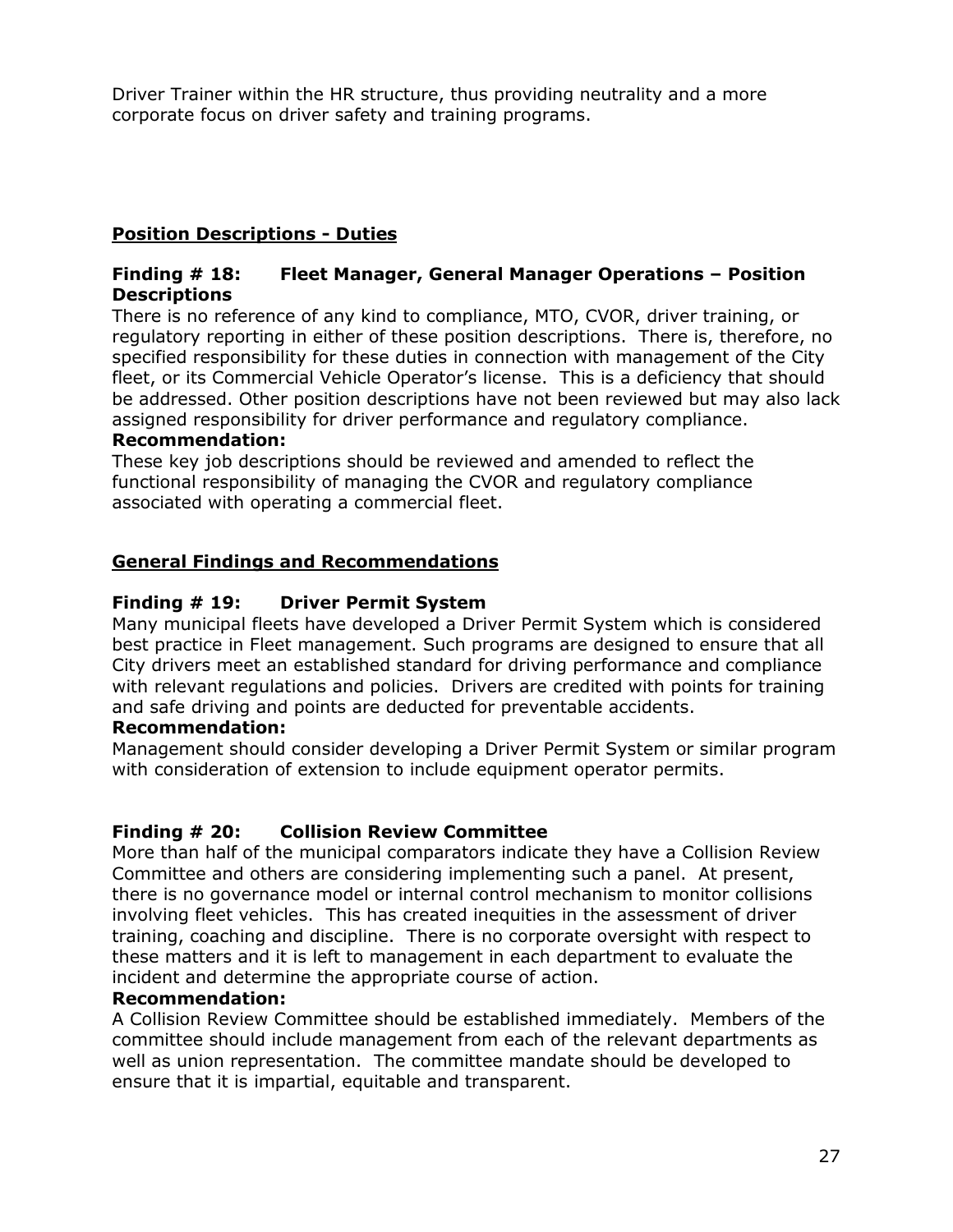Driver Trainer within the HR structure, thus providing neutrality and a more corporate focus on driver safety and training programs.

## Position Descriptions - Duties

### Finding # 18: Fleet Manager, General Manager Operations – Position Descriptions

There is no reference of any kind to compliance, MTO, CVOR, driver training, or regulatory reporting in either of these position descriptions. There is, therefore, no specified responsibility for these duties in connection with management of the City fleet, or its Commercial Vehicle Operator's license. This is a deficiency that should be addressed. Other position descriptions have not been reviewed but may also lack assigned responsibility for driver performance and regulatory compliance.

**Recommendation:**

These key job descriptions should be reviewed and amended to reflect the functional responsibility of managing the CVOR and regulatory compliance associated with operating a commercial fleet.

## General Findings and Recommendations

### Finding # 19: Driver Permit System

Many municipal fleets have developed a Driver Permit System which is considered best practice in Fleet management. Such programs are designed to ensure that all City drivers meet an established standard for driving performance and compliance with relevant regulations and policies. Drivers are credited with points for training and safe driving and points are deducted for preventable accidents.

**Recommendation:**

Management should consider developing a Driver Permit System or similar program with consideration of extension to include equipment operator permits.

### Finding # 20: Collision Review Committee

More than half of the municipal comparators indicate they have a Collision Review Committee and others are considering implementing such a panel. At present, there is no governance model or internal control mechanism to monitor collisions involving fleet vehicles. This has created inequities in the assessment of driver training, coaching and discipline. There is no corporate oversight with respect to these matters and it is left to management in each department to evaluate the incident and determine the appropriate course of action.

**Recommendation:**

A Collision Review Committee should be established immediately. Members of the committee should include management from each of the relevant departments as well as union representation. The committee mandate should be developed to ensure that it is impartial, equitable and transparent.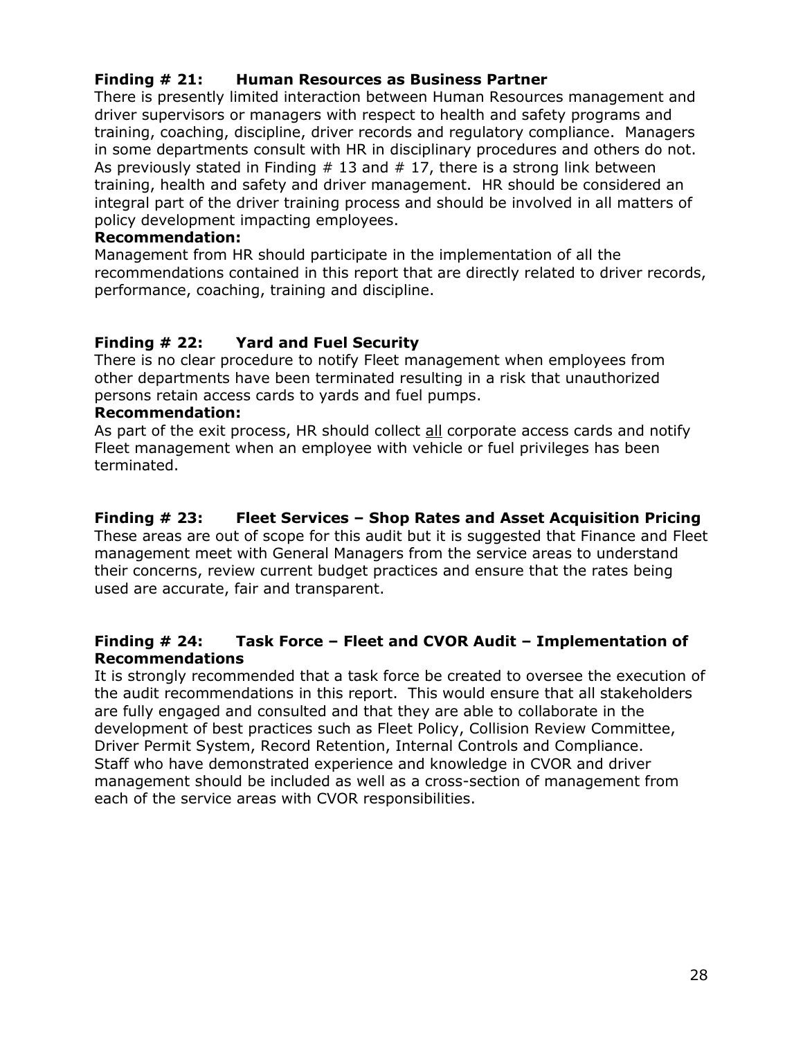### Finding # 21: Human Resources as Business Partner

There is presently limited interaction between Human Resources management and driver supervisors or managers with respect to health and safety programs and training, coaching, discipline, driver records and regulatory compliance. Managers in some departments consult with HR in disciplinary procedures and others do not. As previously stated in Finding # 13 and # 17, there is a strong link between training, health and safety and driver management. HR should be considered an integral part of the driver training process and should be involved in all matters of policy development impacting employees.

**Recommendation:**

Management from HR should participate in the implementation of all the recommendations contained in this report that are directly related to driver records, performance, coaching, training and discipline.

### Finding # 22: Yard and Fuel Security

There is no clear procedure to notify Fleet management when employees from other departments have been terminated resulting in a risk that unauthorized persons retain access cards to yards and fuel pumps.

**Recommendation:**

As part of the exit process, HR should collect <u>all</u> corporate access cards and notify Fleet management when an employee with vehicle or fuel privileges has been terminated.

### Finding # 23: Fleet Services – Shop Rates and Asset Acquisition Pricing

These areas are out of scope for this audit but it is suggested that Finance and Fleet management meet with General Managers from the service areas to understand their concerns, review current budget practices and ensure that the rates being used are accurate, fair and transparent.

### Finding # 24: Task Force – Fleet and CVOR Audit – Implementation of Recommendations

It is strongly recommended that a task force be created to oversee the execution of the audit recommendations in this report. This would ensure that all stakeholders are fully engaged and consulted and that they are able to collaborate in the development of best practices such as Fleet Policy, Collision Review Committee, Driver Permit System, Record Retention, Internal Controls and Compliance. Staff who have demonstrated experience and knowledge in CVOR and driver management should be included as well as a cross-section of management from each of the service areas with CVOR responsibilities.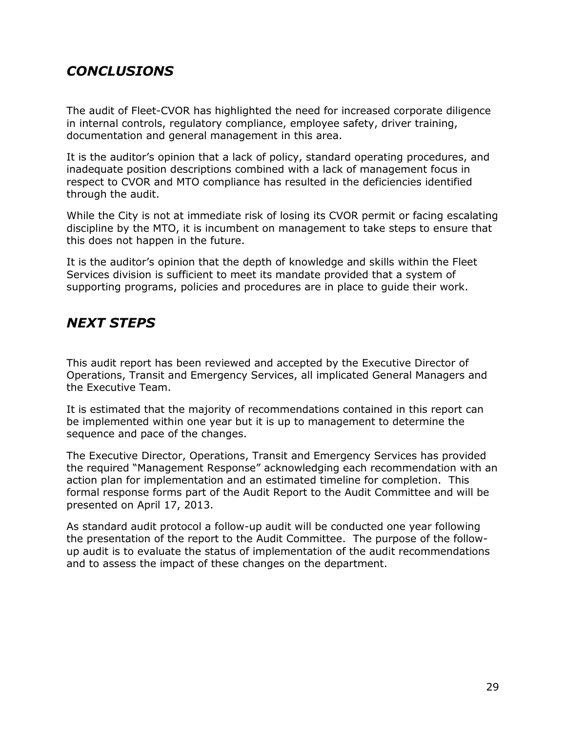## *CONCLUSIONS*

The audit of Fleet-CVOR has highlighted the need for increased corporate diligence in internal controls, regulatory compliance, employee safety, driver training, documentation and general management in this area.

It is the auditor's opinion that a lack of policy, standard operating procedures, and inadequate position descriptions combined with a lack of management focus in respect to CVOR and MTO compliance has resulted in the deficiencies identified through the audit.

While the City is not at immediate risk of losing its CVOR permit or facing escalating discipline by the MTO, it is incumbent on management to take steps to ensure that this does not happen in the future.

It is the auditor's opinion that the depth of knowledge and skills within the Fleet Services division is sufficient to meet its mandate provided that a system of supporting programs, policies and procedures are in place to guide their work.

## *NEXT STEPS*

This audit report has been reviewed and accepted by the Executive Director of Operations, Transit and Emergency Services, all implicated General Managers and the Executive Team.

It is estimated that the majority of recommendations contained in this report can be implemented within one year but it is up to management to determine the sequence and pace of the changes.

The Executive Director, Operations, Transit and Emergency Services has provided the required "Management Response" acknowledging each recommendation with an action plan for implementation and an estimated timeline for completion. This formal response forms part of the Audit Report to the Audit Committee and will be presented on April 17, 2013.

As standard audit protocol a follow-up audit will be conducted one year following the presentation of the report to the Audit Committee. The purpose of the follow-up audit is to evaluate the status of implementation of the audit recommendations and to assess the impact of these changes on the department.